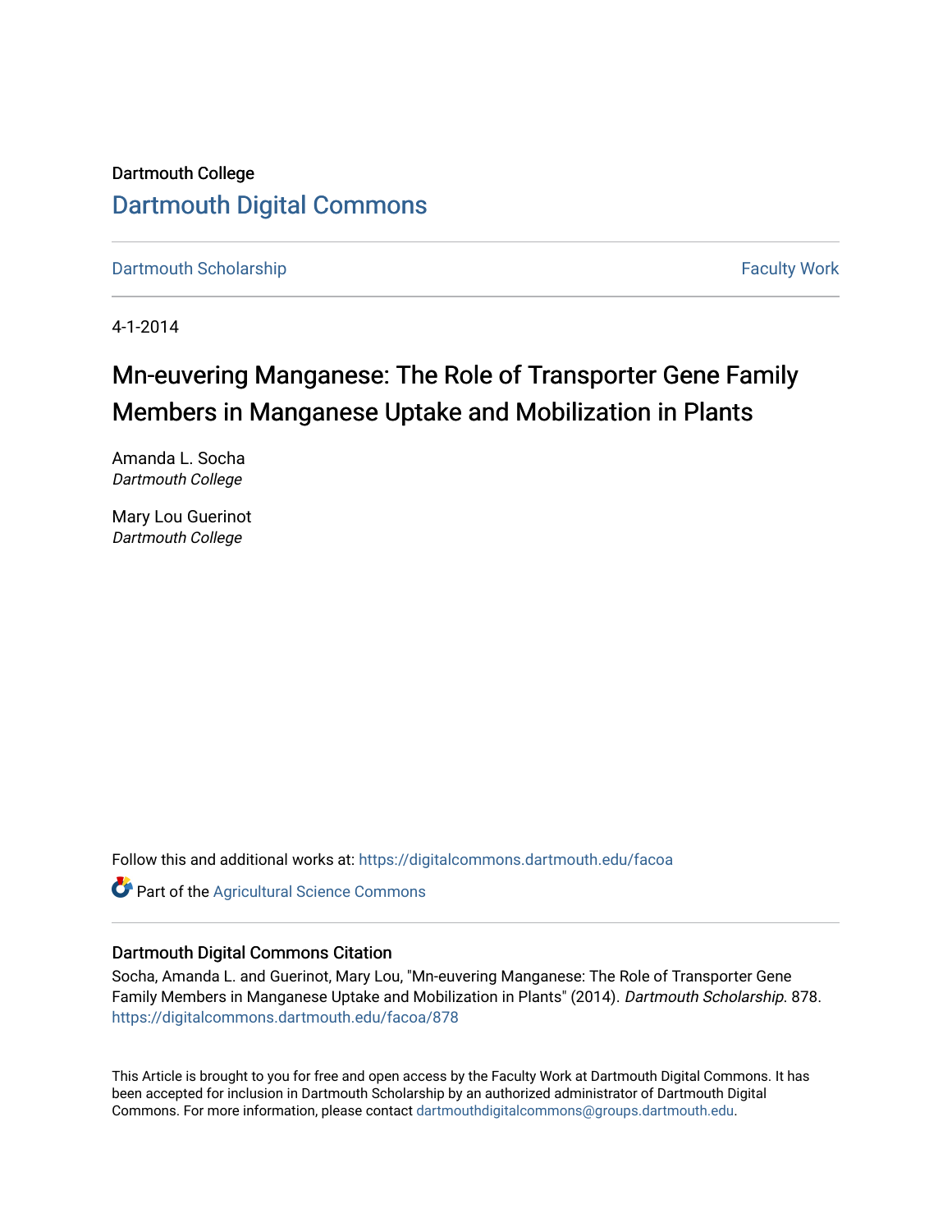Dartmouth College

# Dartmouth Digital Commons

Dartmouth Scholarship | Faculty Work

4-1-2014

# Mn-euvering Manganese: The Role of Transporter Gene Family Members in Manganese Uptake and Mobilization in Plants

Amanda L. Socha
*Dartmouth College*

Mary Lou Guerinot
*Dartmouth College*

Follow this and additional works at: https://digitalcommons.dartmouth.edu/facoa

Part of the Agricultural Science Commons

## Dartmouth Digital Commons Citation

Socha, Amanda L. and Guerinot, Mary Lou, "Mn-euvering Manganese: The Role of Transporter Gene Family Members in Manganese Uptake and Mobilization in Plants" (2014). *Dartmouth Scholarship*. 878.
https://digitalcommons.dartmouth.edu/facoa/878

This Article is brought to you for free and open access by the Faculty Work at Dartmouth Digital Commons. It has been accepted for inclusion in Dartmouth Scholarship by an authorized administrator of Dartmouth Digital Commons. For more information, please contact dartmouthdigitalcommons@groups.dartmouth.edu.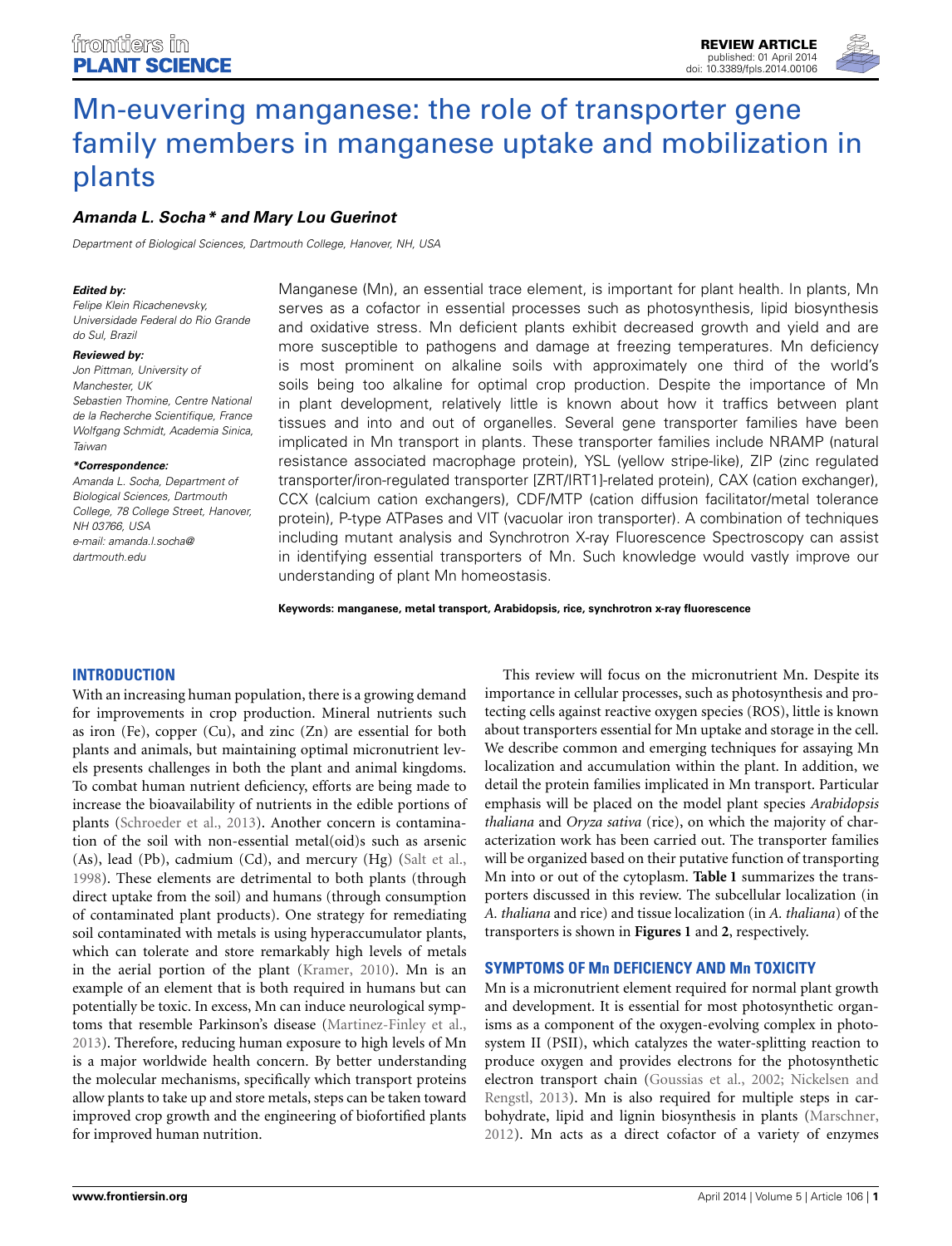# Mn-euvering manganese: the role of transporter gene family members in manganese uptake and mobilization in plants

***Amanda L. Socha\* and Mary Lou Guerinot***

*Department of Biological Sciences, Dartmouth College, Hanover, NH, USA*

***Edited by:***
*Felipe Klein Ricachenevsky, Universidade Federal do Rio Grande do Sul, Brazil*

***Reviewed by:***
*Jon Pittman, University of Manchester, UK*
*Sebastien Thomine, Centre National de la Recherche Scientifique, France*
*Wolfgang Schmidt, Academia Sinica, Taiwan*

***\*Correspondence:***
*Amanda L. Socha, Department of Biological Sciences, Dartmouth College, 78 College Street, Hanover, NH 03766, USA*
*e-mail: amanda.l.socha@dartmouth.edu*

Manganese (Mn), an essential trace element, is important for plant health. In plants, Mn serves as a cofactor in essential processes such as photosynthesis, lipid biosynthesis and oxidative stress. Mn deficient plants exhibit decreased growth and yield and are more susceptible to pathogens and damage at freezing temperatures. Mn deficiency is most prominent on alkaline soils with approximately one third of the world's soils being too alkaline for optimal crop production. Despite the importance of Mn in plant development, relatively little is known about how it traffics between plant tissues and into and out of organelles. Several gene transporter families have been implicated in Mn transport in plants. These transporter families include NRAMP (natural resistance associated macrophage protein), YSL (yellow stripe-like), ZIP (zinc regulated transporter/iron-regulated transporter [ZRT/IRT1]-related protein), CAX (cation exchanger), CCX (calcium cation exchangers), CDF/MTP (cation diffusion facilitator/metal tolerance protein), P-type ATPases and VIT (vacuolar iron transporter). A combination of techniques including mutant analysis and Synchrotron X-ray Fluorescence Spectroscopy can assist in identifying essential transporters of Mn. Such knowledge would vastly improve our understanding of plant Mn homeostasis.

**Keywords: manganese, metal transport, Arabidopsis, rice, synchrotron x-ray fluorescence**

## INTRODUCTION

With an increasing human population, there is a growing demand for improvements in crop production. Mineral nutrients such as iron (Fe), copper (Cu), and zinc (Zn) are essential for both plants and animals, but maintaining optimal micronutrient levels presents challenges in both the plant and animal kingdoms. To combat human nutrient deficiency, efforts are being made to increase the bioavailability of nutrients in the edible portions of plants (Schroeder et al., 2013). Another concern is contamination of the soil with non-essential metal(oid)s such as arsenic (As), lead (Pb), cadmium (Cd), and mercury (Hg) (Salt et al., 1998). These elements are detrimental to both plants (through direct uptake from the soil) and humans (through consumption of contaminated plant products). One strategy for remediating soil contaminated with metals is using hyperaccumulator plants, which can tolerate and store remarkably high levels of metals in the aerial portion of the plant (Kramer, 2010). Mn is an example of an element that is both required in humans but can potentially be toxic. In excess, Mn can induce neurological symptoms that resemble Parkinson's disease (Martinez-Finley et al., 2013). Therefore, reducing human exposure to high levels of Mn is a major worldwide health concern. By better understanding the molecular mechanisms, specifically which transport proteins allow plants to take up and store metals, steps can be taken toward improved crop growth and the engineering of biofortified plants for improved human nutrition.

This review will focus on the micronutrient Mn. Despite its importance in cellular processes, such as photosynthesis and protecting cells against reactive oxygen species (ROS), little is known about transporters essential for Mn uptake and storage in the cell. We describe common and emerging techniques for assaying Mn localization and accumulation within the plant. In addition, we detail the protein families implicated in Mn transport. Particular emphasis will be placed on the model plant species *Arabidopsis thaliana* and *Oryza sativa* (rice), on which the majority of characterization work has been carried out. The transporter families will be organized based on their putative function of transporting Mn into or out of the cytoplasm. **Table 1** summarizes the transporters discussed in this review. The subcellular localization (in *A. thaliana* and rice) and tissue localization (in *A. thaliana*) of the transporters is shown in **Figures 1** and **2**, respectively.

## SYMPTOMS OF Mn DEFICIENCY AND Mn TOXICITY

Mn is a micronutrient element required for normal plant growth and development. It is essential for most photosynthetic organisms as a component of the oxygen-evolving complex in photosystem II (PSII), which catalyzes the water-splitting reaction to produce oxygen and provides electrons for the photosynthetic electron transport chain (Goussias et al., 2002; Nickelsen and Rengstl, 2013). Mn is also required for multiple steps in carbohydrate, lipid and lignin biosynthesis in plants (Marschner, 2012). Mn acts as a direct cofactor of a variety of enzymes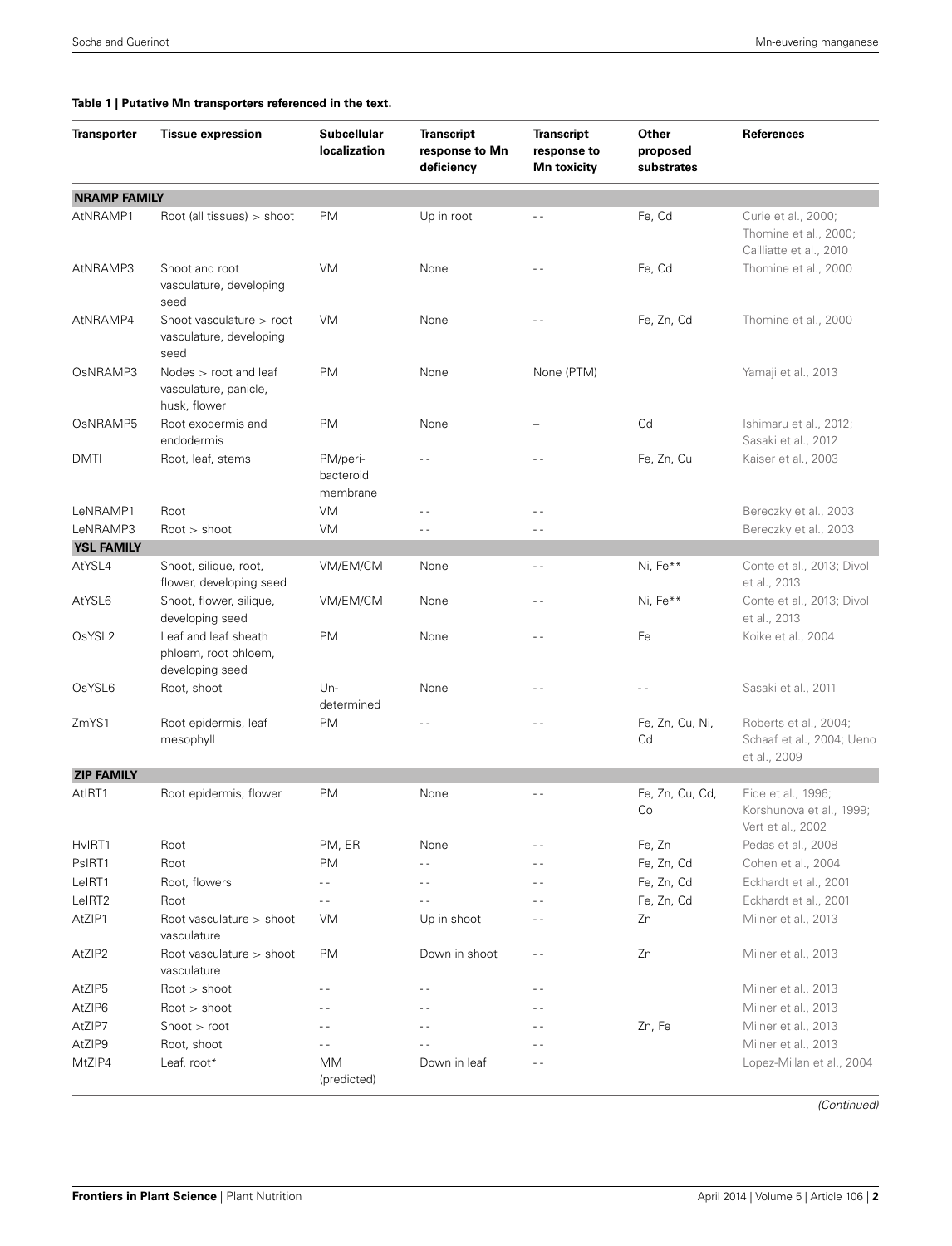**Table 1 | Putative Mn transporters referenced in the text.**

| Transporter | Tissue expression | Subcellular localization | Transcript response to Mn deficiency | Transcript response to Mn toxicity | Other proposed substrates | References |
|---|---|---|---|---|---|---|
| **NRAMP FAMILY** | | | | | | |
| AtNRAMP1 | Root (all tissues) > shoot | PM | Up in root | -- | Fe, Cd | Curie et al., 2000; Thomine et al., 2000; Cailliatte et al., 2010 |
| AtNRAMP3 | Shoot and root vasculature, developing seed | VM | None | -- | Fe, Cd | Thomine et al., 2000 |
| AtNRAMP4 | Shoot vasculature > root vasculature, developing seed | VM | None | -- | Fe, Zn, Cd | Thomine et al., 2000 |
| OsNRAMP3 | Nodes > root and leaf vasculature, panicle, husk, flower | PM | None | None (PTM) | | Yamaji et al., 2013 |
| OsNRAMP5 | Root exodermis and endodermis | PM | None | – | Cd | Ishimaru et al., 2012; Sasaki et al., 2012 |
| DMTI | Root, leaf, stems | PM/peri-bacteroid membrane | -- | -- | Fe, Zn, Cu | Kaiser et al., 2003 |
| LeNRAMP1 | Root | VM | -- | -- | | Bereczky et al., 2003 |
| LeNRAMP3 | Root > shoot | VM | -- | -- | | Bereczky et al., 2003 |
| **YSL FAMILY** | | | | | | |
| AtYSL4 | Shoot, silique, root, flower, developing seed | VM/EM/CM | None | -- | Ni, Fe** | Conte et al., 2013; Divol et al., 2013 |
| AtYSL6 | Shoot, flower, silique, developing seed | VM/EM/CM | None | -- | Ni, Fe** | Conte et al., 2013; Divol et al., 2013 |
| OsYSL2 | Leaf and leaf sheath phloem, root phloem, developing seed | PM | None | -- | Fe | Koike et al., 2004 |
| OsYSL6 | Root, shoot | Un-determined | None | -- | -- | Sasaki et al., 2011 |
| ZmYS1 | Root epidermis, leaf mesophyll | PM | -- | -- | Fe, Zn, Cu, Ni, Cd | Roberts et al., 2004; Schaaf et al., 2004; Ueno et al., 2009 |
| **ZIP FAMILY** | | | | | | |
| AtIRT1 | Root epidermis, flower | PM | None | -- | Fe, Zn, Cu, Cd, Co | Eide et al., 1996; Korshunova et al., 1999; Vert et al., 2002 |
| HvIRT1 | Root | PM, ER | None | -- | Fe, Zn | Pedas et al., 2008 |
| PsIRT1 | Root | PM | -- | -- | Fe, Zn, Cd | Cohen et al., 2004 |
| LeIRT1 | Root, flowers | -- | -- | -- | Fe, Zn, Cd | Eckhardt et al., 2001 |
| LeIRT2 | Root | -- | -- | -- | Fe, Zn, Cd | Eckhardt et al., 2001 |
| AtZIP1 | Root vasculature > shoot vasculature | VM | Up in shoot | -- | Zn | Milner et al., 2013 |
| AtZIP2 | Root vasculature > shoot vasculature | PM | Down in shoot | -- | Zn | Milner et al., 2013 |
| AtZIP5 | Root > shoot | -- | -- | -- | | Milner et al., 2013 |
| AtZIP6 | Root > shoot | -- | -- | -- | | Milner et al., 2013 |
| AtZIP7 | Shoot > root | -- | -- | -- | Zn, Fe | Milner et al., 2013 |
| AtZIP9 | Root, shoot | -- | -- | -- | | Milner et al., 2013 |
| MtZIP4 | Leaf, root* | MM (predicted) | Down in leaf | -- | | Lopez-Millan et al., 2004 |

*(Continued)*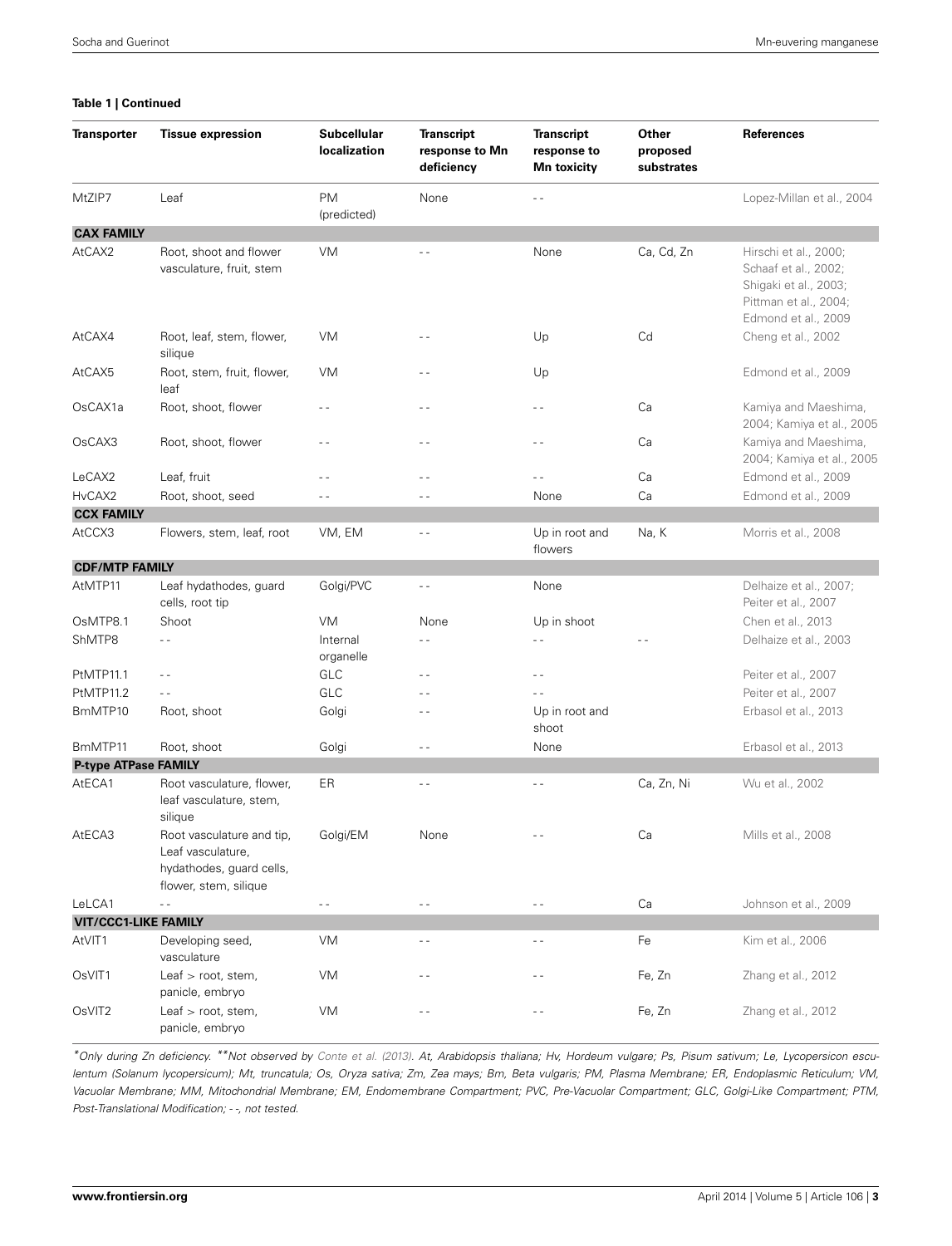**Table 1 | Continued**

| Transporter | Tissue expression | Subcellular localization | Transcript response to Mn deficiency | Transcript response to Mn toxicity | Other proposed substrates | References |
|---|---|---|---|---|---|---|
| MtZIP7 | Leaf | PM (predicted) | None | - - | | Lopez-Millan et al., 2004 |
| **CAX FAMILY** | | | | | | |
| AtCAX2 | Root, shoot and flower vasculature, fruit, stem | VM | - - | None | Ca, Cd, Zn | Hirschi et al., 2000; Schaaf et al., 2002; Shigaki et al., 2003; Pittman et al., 2004; Edmond et al., 2009 |
| AtCAX4 | Root, leaf, stem, flower, silique | VM | - - | Up | Cd | Cheng et al., 2002 |
| AtCAX5 | Root, stem, fruit, flower, leaf | VM | - - | Up | | Edmond et al., 2009 |
| OsCAX1a | Root, shoot, flower | - - | - - | - - | Ca | Kamiya and Maeshima, 2004; Kamiya et al., 2005 |
| OsCAX3 | Root, shoot, flower | - - | - - | - - | Ca | Kamiya and Maeshima, 2004; Kamiya et al., 2005 |
| LeCAX2 | Leaf, fruit | - - | - - | - - | Ca | Edmond et al., 2009 |
| HvCAX2 | Root, shoot, seed | - - | - - | None | Ca | Edmond et al., 2009 |
| **CCX FAMILY** | | | | | | |
| AtCCX3 | Flowers, stem, leaf, root | VM, EM | - - | Up in root and flowers | Na, K | Morris et al., 2008 |
| **CDF/MTP FAMILY** | | | | | | |
| AtMTP11 | Leaf hydathodes, guard cells, root tip | Golgi/PVC | - - | None | | Delhaize et al., 2007; Peiter et al., 2007 |
| OsMTP8.1 | Shoot | VM | None | Up in shoot | | Chen et al., 2013 |
| ShMTP8 | - - | Internal organelle | - - | - - | - - | Delhaize et al., 2003 |
| PtMTP11.1 | - - | GLC | - - | - - | | Peiter et al., 2007 |
| PtMTP11.2 | - - | GLC | - - | - - | | Peiter et al., 2007 |
| BmMTP10 | Root, shoot | Golgi | - - | Up in root and shoot | | Erbasol et al., 2013 |
| BmMTP11 | Root, shoot | Golgi | - - | None | | Erbasol et al., 2013 |
| **P-type ATPase FAMILY** | | | | | | |
| AtECA1 | Root vasculature, flower, leaf vasculature, stem, silique | ER | - - | - - | Ca, Zn, Ni | Wu et al., 2002 |
| AtECA3 | Root vasculature and tip, Leaf vasculature, hydathodes, guard cells, flower, stem, silique | Golgi/EM | None | - - | Ca | Mills et al., 2008 |
| LeLCA1 | - - | - - | - - | - - | Ca | Johnson et al., 2009 |
| **VIT/CCC1-LIKE FAMILY** | | | | | | |
| AtVIT1 | Developing seed, vasculature | VM | - - | - - | Fe | Kim et al., 2006 |
| OsVIT1 | Leaf > root, stem, panicle, embryo | VM | - - | - - | Fe, Zn | Zhang et al., 2012 |
| OsVIT2 | Leaf > root, stem, panicle, embryo | VM | - - | - - | Fe, Zn | Zhang et al., 2012 |

*\*Only during Zn deficiency. \*\*Not observed by Conte et al. (2013). At, Arabidopsis thaliana; Hv, Hordeum vulgare; Ps, Pisum sativum; Le, Lycopersicon esculentum (Solanum lycopersicum); Mt, truncatula; Os, Oryza sativa; Zm, Zea mays; Bm, Beta vulgaris; PM, Plasma Membrane; ER, Endoplasmic Reticulum; VM, Vacuolar Membrane; MM, Mitochondrial Membrane; EM, Endomembrane Compartment; PVC, Pre-Vacuolar Compartment; GLC, Golgi-Like Compartment; PTM, Post-Translational Modification; - -, not tested.*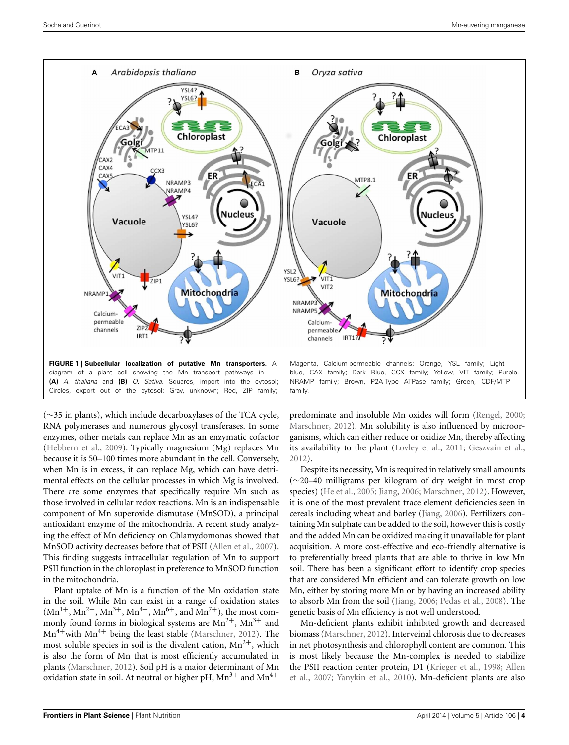**FIGURE 1 | Subcellular localization of putative Mn transporters.** A diagram of a plant cell showing the Mn transport pathways in **(A)** *A. thaliana* and **(B)** *O. Sativa*. Squares, import into the cytosol; Circles, export out of the cytosol; Gray, unknown; Red, ZIP family; Magenta, Calcium-permeable channels; Orange, YSL family; Light blue, CAX family; Dark Blue, CCX family; Yellow, VIT family; Purple, NRAMP family; Brown, P2A-Type ATPase family; Green, CDF/MTP family.

(~35 in plants), which include decarboxylases of the TCA cycle, RNA polymerases and numerous glycosyl transferases. In some enzymes, other metals can replace Mn as an enzymatic cofactor (Hebbern et al., 2009). Typically magnesium (Mg) replaces Mn because it is 50–100 times more abundant in the cell. Conversely, when Mn is in excess, it can replace Mg, which can have detrimental effects on the cellular processes in which Mg is involved. There are some enzymes that specifically require Mn such as those involved in cellular redox reactions. Mn is an indispensable component of Mn superoxide dismutase (MnSOD), a principal antioxidant enzyme of the mitochondria. A recent study analyzing the effect of Mn deficiency on Chlamydomonas showed that MnSOD activity decreases before that of PSII (Allen et al., 2007). This finding suggests intracellular regulation of Mn to support PSII function in the chloroplast in preference to MnSOD function in the mitochondria.

Plant uptake of Mn is a function of the Mn oxidation state in the soil. While Mn can exist in a range of oxidation states ($Mn^{1+}$, $Mn^{2+}$, $Mn^{3+}$, $Mn^{4+}$, $Mn^{6+}$, and $Mn^{7+}$), the most commonly found forms in biological systems are $Mn^{2+}$, $Mn^{3+}$ and $Mn^{4+}$ with $Mn^{4+}$ being the least stable (Marschner, 2012). The most soluble species in soil is the divalent cation, $Mn^{2+}$, which is also the form of Mn that is most efficiently accumulated in plants (Marschner, 2012). Soil pH is a major determinant of Mn oxidation state in soil. At neutral or higher pH, $Mn^{3+}$ and $Mn^{4+}$ predominate and insoluble Mn oxides will form (Rengel, 2000; Marschner, 2012). Mn solubility is also influenced by microorganisms, which can either reduce or oxidize Mn, thereby affecting its availability to the plant (Lovley et al., 2011; Geszvain et al., 2012).

Despite its necessity, Mn is required in relatively small amounts (~20–40 milligrams per kilogram of dry weight in most crop species) (He et al., 2005; Jiang, 2006; Marschner, 2012). However, it is one of the most prevalent trace element deficiencies seen in cereals including wheat and barley (Jiang, 2006). Fertilizers containing Mn sulphate can be added to the soil, however this is costly and the added Mn can be oxidized making it unavailable for plant acquisition. A more cost-effective and eco-friendly alternative is to preferentially breed plants that are able to thrive in low Mn soil. There has been a significant effort to identify crop species that are considered Mn efficient and can tolerate growth on low Mn, either by storing more Mn or by having an increased ability to absorb Mn from the soil (Jiang, 2006; Pedas et al., 2008). The genetic basis of Mn efficiency is not well understood.

Mn-deficient plants exhibit inhibited growth and decreased biomass (Marschner, 2012). Interveinal chlorosis due to decreases in net photosynthesis and chlorophyll content are common. This is most likely because the Mn-complex is needed to stabilize the PSII reaction center protein, D1 (Krieger et al., 1998; Allen et al., 2007; Yanykin et al., 2010). Mn-deficient plants are also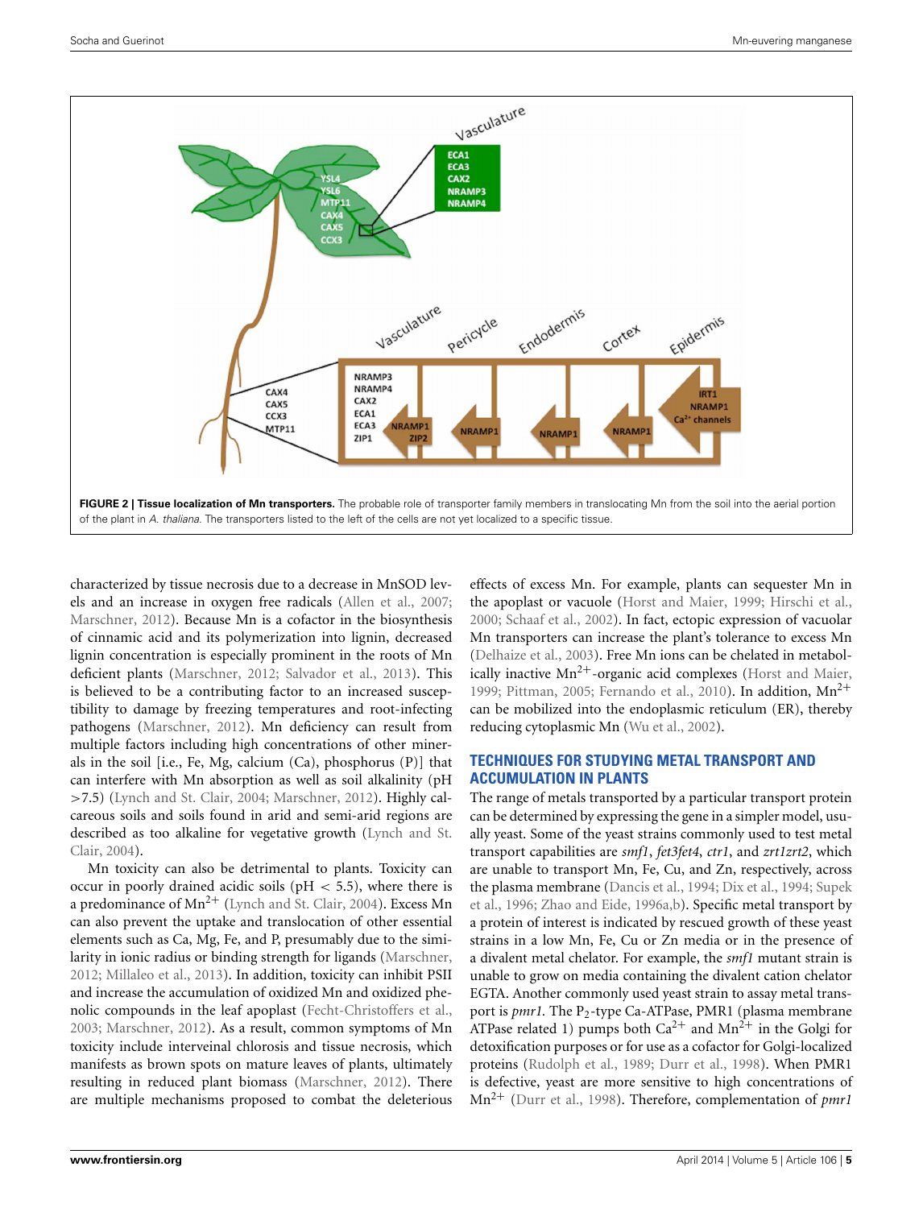**FIGURE 2 | Tissue localization of Mn transporters.** The probable role of transporter family members in translocating Mn from the soil into the aerial portion of the plant in *A. thaliana*. The transporters listed to the left of the cells are not yet localized to a specific tissue.

characterized by tissue necrosis due to a decrease in MnSOD levels and an increase in oxygen free radicals (Allen et al., 2007; Marschner, 2012). Because Mn is a cofactor in the biosynthesis of cinnamic acid and its polymerization into lignin, decreased lignin concentration is especially prominent in the roots of Mn deficient plants (Marschner, 2012; Salvador et al., 2013). This is believed to be a contributing factor to an increased susceptibility to damage by freezing temperatures and root-infecting pathogens (Marschner, 2012). Mn deficiency can result from multiple factors including high concentrations of other minerals in the soil [i.e., Fe, Mg, calcium (Ca), phosphorus (P)] that can interfere with Mn absorption as well as soil alkalinity (pH $>7.5$) (Lynch and St. Clair, 2004; Marschner, 2012). Highly calcareous soils and soils found in arid and semi-arid regions are described as too alkaline for vegetative growth (Lynch and St. Clair, 2004).

Mn toxicity can also be detrimental to plants. Toxicity can occur in poorly drained acidic soils (pH $< 5.5$), where there is a predominance of $Mn^{2+}$ (Lynch and St. Clair, 2004). Excess Mn can also prevent the uptake and translocation of other essential elements such as Ca, Mg, Fe, and P, presumably due to the similarity in ionic radius or binding strength for ligands (Marschner, 2012; Millaleo et al., 2013). In addition, toxicity can inhibit PSII and increase the accumulation of oxidized Mn and oxidized phenolic compounds in the leaf apoplast (Fecht-Christoffers et al., 2003; Marschner, 2012). As a result, common symptoms of Mn toxicity include interveinal chlorosis and tissue necrosis, which manifests as brown spots on mature leaves of plants, ultimately resulting in reduced plant biomass (Marschner, 2012). There are multiple mechanisms proposed to combat the deleterious effects of excess Mn. For example, plants can sequester Mn in the apoplast or vacuole (Horst and Maier, 1999; Hirschi et al., 2000; Schaaf et al., 2002). In fact, ectopic expression of vacuolar Mn transporters can increase the plant's tolerance to excess Mn (Delhaize et al., 2003). Free Mn ions can be chelated in metabolically inactive $Mn^{2+}$-organic acid complexes (Horst and Maier, 1999; Pittman, 2005; Fernando et al., 2010). In addition, $Mn^{2+}$ can be mobilized into the endoplasmic reticulum (ER), thereby reducing cytoplasmic Mn (Wu et al., 2002).

## TECHNIQUES FOR STUDYING METAL TRANSPORT AND ACCUMULATION IN PLANTS

The range of metals transported by a particular transport protein can be determined by expressing the gene in a simpler model, usually yeast. Some of the yeast strains commonly used to test metal transport capabilities are *smf1*, *fet3fet4*, *ctr1*, and *zrt1zrt2*, which are unable to transport Mn, Fe, Cu, and Zn, respectively, across the plasma membrane (Dancis et al., 1994; Dix et al., 1994; Supek et al., 1996; Zhao and Eide, 1996a,b). Specific metal transport by a protein of interest is indicated by rescued growth of these yeast strains in a low Mn, Fe, Cu or Zn media or in the presence of a divalent metal chelator. For example, the *smf1* mutant strain is unable to grow on media containing the divalent cation chelator EGTA. Another commonly used yeast strain to assay metal transport is *pmr1*. The $P_2$-type Ca-ATPase, PMR1 (plasma membrane ATPase related 1) pumps both $Ca^{2+}$ and $Mn^{2+}$ in the Golgi for detoxification purposes or for use as a cofactor for Golgi-localized proteins (Rudolph et al., 1989; Durr et al., 1998). When PMR1 is defective, yeast are more sensitive to high concentrations of $Mn^{2+}$ (Durr et al., 1998). Therefore, complementation of *pmr1*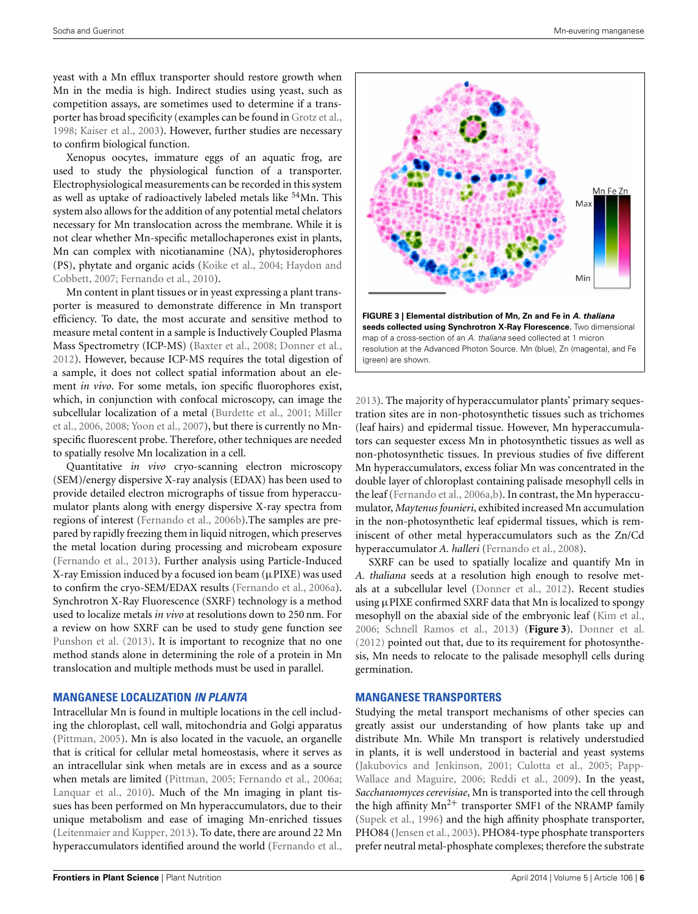yeast with a Mn efflux transporter should restore growth when Mn in the media is high. Indirect studies using yeast, such as competition assays, are sometimes used to determine if a transporter has broad specificity (examples can be found in Grotz et al., 1998; Kaiser et al., 2003). However, further studies are necessary to confirm biological function.

Xenopus oocytes, immature eggs of an aquatic frog, are used to study the physiological function of a transporter. Electrophysiological measurements can be recorded in this system as well as uptake of radioactively labeled metals like $^{54}$Mn. This system also allows for the addition of any potential metal chelators necessary for Mn translocation across the membrane. While it is not clear whether Mn-specific metallochaperones exist in plants, Mn can complex with nicotianamine (NA), phytosiderophores (PS), phytate and organic acids (Koike et al., 2004; Haydon and Cobbett, 2007; Fernando et al., 2010).

Mn content in plant tissues or in yeast expressing a plant transporter is measured to demonstrate difference in Mn transport efficiency. To date, the most accurate and sensitive method to measure metal content in a sample is Inductively Coupled Plasma Mass Spectrometry (ICP-MS) (Baxter et al., 2008; Donner et al., 2012). However, because ICP-MS requires the total digestion of a sample, it does not collect spatial information about an element *in vivo*. For some metals, ion specific fluorophores exist, which, in conjunction with confocal microscopy, can image the subcellular localization of a metal (Burdette et al., 2001; Miller et al., 2006, 2008; Yoon et al., 2007), but there is currently no Mn-specific fluorescent probe. Therefore, other techniques are needed to spatially resolve Mn localization in a cell.

Quantitative *in vivo* cryo-scanning electron microscopy (SEM)/energy dispersive X-ray analysis (EDAX) has been used to provide detailed electron micrographs of tissue from hyperaccumulator plants along with energy dispersive X-ray spectra from regions of interest (Fernando et al., 2006b).The samples are prepared by rapidly freezing them in liquid nitrogen, which preserves the metal location during processing and microbeam exposure (Fernando et al., 2013). Further analysis using Particle-Induced X-ray Emission induced by a focused ion beam (μPIXE) was used to confirm the cryo-SEM/EDAX results (Fernando et al., 2006a). Synchrotron X-Ray Fluorescence (SXRF) technology is a method used to localize metals *in vivo* at resolutions down to 250 nm. For a review on how SXRF can be used to study gene function see Punshon et al. (2013). It is important to recognize that no one method stands alone in determining the role of a protein in Mn translocation and multiple methods must be used in parallel.

## MANGANESE LOCALIZATION *IN PLANTA*

Intracellular Mn is found in multiple locations in the cell including the chloroplast, cell wall, mitochondria and Golgi apparatus (Pittman, 2005). Mn is also located in the vacuole, an organelle that is critical for cellular metal homeostasis, where it serves as an intracellular sink when metals are in excess and as a source when metals are limited (Pittman, 2005; Fernando et al., 2006a; Lanquar et al., 2010). Much of the Mn imaging in plant tissues has been performed on Mn hyperaccumulators, due to their unique metabolism and ease of imaging Mn-enriched tissues (Leitenmaier and Kupper, 2013). To date, there are around 22 Mn hyperaccumulators identified around the world (Fernando et al., 2013). The majority of hyperaccumulator plants' primary sequestration sites are in non-photosynthetic tissues such as trichomes (leaf hairs) and epidermal tissue. However, Mn hyperaccumulators can sequester excess Mn in photosynthetic tissues as well as non-photosynthetic tissues. In previous studies of five different Mn hyperaccumulators, excess foliar Mn was concentrated in the double layer of chloroplast containing palisade mesophyll cells in the leaf (Fernando et al., 2006a,b). In contrast, the Mn hyperaccumulator, *Maytenus founieri*, exhibited increased Mn accumulation in the non-photosynthetic leaf epidermal tissues, which is reminiscent of other metal hyperaccumulators such as the Zn/Cd hyperaccumulator *A. halleri* (Fernando et al., 2008).

**FIGURE 3 | Elemental distribution of Mn, Zn and Fe in *A. thaliana* seeds collected using Synchrotron X-Ray Florescence.** Two dimensional map of a cross-section of an *A. thaliana* seed collected at 1 micron resolution at the Advanced Photon Source. Mn (blue), Zn (magenta), and Fe (green) are shown.

SXRF can be used to spatially localize and quantify Mn in *A. thaliana* seeds at a resolution high enough to resolve metals at a subcellular level (Donner et al., 2012). Recent studies using μPIXE confirmed SXRF data that Mn is localized to spongy mesophyll on the abaxial side of the embryonic leaf (Kim et al., 2006; Schnell Ramos et al., 2013) (**Figure 3**). Donner et al. (2012) pointed out that, due to its requirement for photosynthesis, Mn needs to relocate to the palisade mesophyll cells during germination.

## MANGANESE TRANSPORTERS

Studying the metal transport mechanisms of other species can greatly assist our understanding of how plants take up and distribute Mn. While Mn transport is relatively understudied in plants, it is well understood in bacterial and yeast systems (Jakubovics and Jenkinson, 2001; Culotta et al., 2005; Papp-Wallace and Maguire, 2006; Reddi et al., 2009). In the yeast, *Saccharaomyces cerevisiae*, Mn is transported into the cell through the high affinity $Mn^{2+}$ transporter SMF1 of the NRAMP family (Supek et al., 1996) and the high affinity phosphate transporter, PHO84 (Jensen et al., 2003). PHO84-type phosphate transporters prefer neutral metal-phosphate complexes; therefore the substrate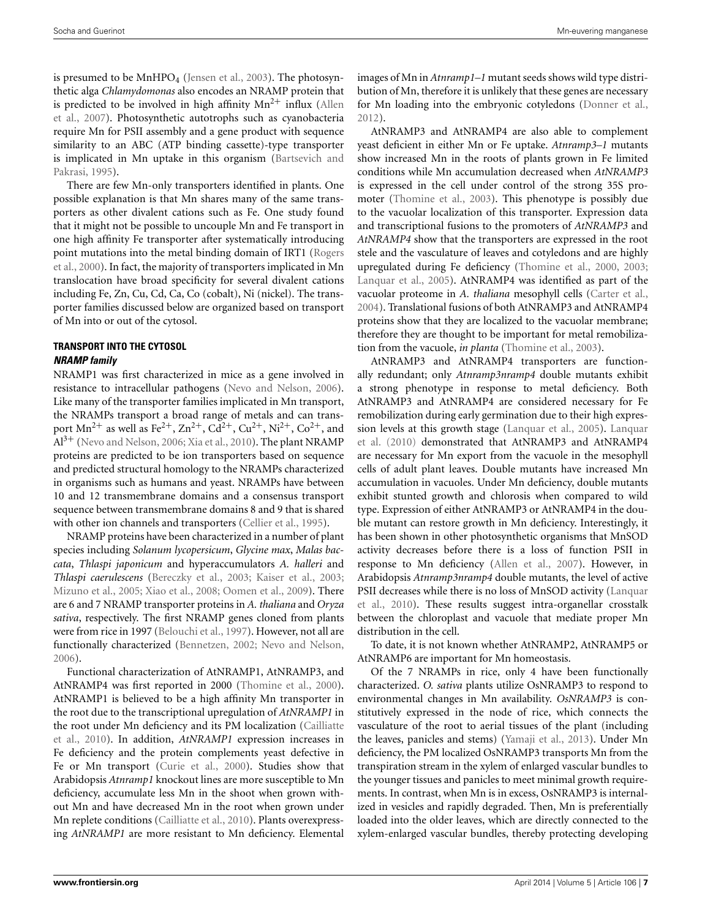is presumed to be $MnHPO_4$ (Jensen et al., 2003). The photosynthetic alga *Chlamydomonas* also encodes an NRAMP protein that is predicted to be involved in high affinity $Mn^{2+}$ influx (Allen et al., 2007). Photosynthetic autotrophs such as cyanobacteria require Mn for PSII assembly and a gene product with sequence similarity to an ABC (ATP binding cassette)-type transporter is implicated in Mn uptake in this organism (Bartsevich and Pakrasi, 1995).

There are few Mn-only transporters identified in plants. One possible explanation is that Mn shares many of the same transporters as other divalent cations such as Fe. One study found that it might not be possible to uncouple Mn and Fe transport in one high affinity Fe transporter after systematically introducing point mutations into the metal binding domain of IRT1 (Rogers et al., 2000). In fact, the majority of transporters implicated in Mn translocation have broad specificity for several divalent cations including Fe, Zn, Cu, Cd, Ca, Co (cobalt), Ni (nickel). The transporter families discussed below are organized based on transport of Mn into or out of the cytosol.

## TRANSPORT INTO THE CYTOSOL

### *NRAMP family*

NRAMP1 was first characterized in mice as a gene involved in resistance to intracellular pathogens (Nevo and Nelson, 2006). Like many of the transporter families implicated in Mn transport, the NRAMPs transport a broad range of metals and can transport $Mn^{2+}$ as well as $Fe^{2+}$, $Zn^{2+}$, $Cd^{2+}$, $Cu^{2+}$, $Ni^{2+}$, $Co^{2+}$, and $Al^{3+}$ (Nevo and Nelson, 2006; Xia et al., 2010). The plant NRAMP proteins are predicted to be ion transporters based on sequence and predicted structural homology to the NRAMPs characterized in organisms such as humans and yeast. NRAMPs have between 10 and 12 transmembrane domains and a consensus transport sequence between transmembrane domains 8 and 9 that is shared with other ion channels and transporters (Cellier et al., 1995).

NRAMP proteins have been characterized in a number of plant species including *Solanum lycopersicum*, *Glycine max*, *Malas baccata*, *Thlaspi japonicum* and hyperaccumulators *A. halleri* and *Thlaspi caerulescens* (Bereczky et al., 2003; Kaiser et al., 2003; Mizuno et al., 2005; Xiao et al., 2008; Oomen et al., 2009). There are 6 and 7 NRAMP transporter proteins in *A. thaliana* and *Oryza sativa*, respectively. The first NRAMP genes cloned from plants were from rice in 1997 (Belouchi et al., 1997). However, not all are functionally characterized (Bennetzen, 2002; Nevo and Nelson, 2006).

Functional characterization of AtNRAMP1, AtNRAMP3, and AtNRAMP4 was first reported in 2000 (Thomine et al., 2000). AtNRAMP1 is believed to be a high affinity Mn transporter in the root due to the transcriptional upregulation of *AtNRAMP1* in the root under Mn deficiency and its PM localization (Cailliatte et al., 2010). In addition, *AtNRAMP1* expression increases in Fe deficiency and the protein complements yeast defective in Fe or Mn transport (Curie et al., 2000). Studies show that Arabidopsis *Atnramp1* knockout lines are more susceptible to Mn deficiency, accumulate less Mn in the shoot when grown without Mn and have decreased Mn in the root when grown under Mn replete conditions (Cailliatte et al., 2010). Plants overexpressing *AtNRAMP1* are more resistant to Mn deficiency. Elemental images of Mn in *Atnramp1–1* mutant seeds shows wild type distribution of Mn, therefore it is unlikely that these genes are necessary for Mn loading into the embryonic cotyledons (Donner et al., 2012).

AtNRAMP3 and AtNRAMP4 are also able to complement yeast deficient in either Mn or Fe uptake. *Atnramp3–1* mutants show increased Mn in the roots of plants grown in Fe limited conditions while Mn accumulation decreased when *AtNRAMP3* is expressed in the cell under control of the strong 35S promoter (Thomine et al., 2003). This phenotype is possibly due to the vacuolar localization of this transporter. Expression data and transcriptional fusions to the promoters of *AtNRAMP3* and *AtNRAMP4* show that the transporters are expressed in the root stele and the vasculature of leaves and cotyledons and are highly upregulated during Fe deficiency (Thomine et al., 2000, 2003; Lanquar et al., 2005). AtNRAMP4 was identified as part of the vacuolar proteome in *A. thaliana* mesophyll cells (Carter et al., 2004). Translational fusions of both AtNRAMP3 and AtNRAMP4 proteins show that they are localized to the vacuolar membrane; therefore they are thought to be important for metal remobilization from the vacuole, *in planta* (Thomine et al., 2003).

AtNRAMP3 and AtNRAMP4 transporters are functionally redundant; only *Atnramp3nramp4* double mutants exhibit a strong phenotype in response to metal deficiency. Both AtNRAMP3 and AtNRAMP4 are considered necessary for Fe remobilization during early germination due to their high expression levels at this growth stage (Lanquar et al., 2005). Lanquar et al. (2010) demonstrated that AtNRAMP3 and AtNRAMP4 are necessary for Mn export from the vacuole in the mesophyll cells of adult plant leaves. Double mutants have increased Mn accumulation in vacuoles. Under Mn deficiency, double mutants exhibit stunted growth and chlorosis when compared to wild type. Expression of either AtNRAMP3 or AtNRAMP4 in the double mutant can restore growth in Mn deficiency. Interestingly, it has been shown in other photosynthetic organisms that MnSOD activity decreases before there is a loss of function PSII in response to Mn deficiency (Allen et al., 2007). However, in Arabidopsis *Atnramp3nramp4* double mutants, the level of active PSII decreases while there is no loss of MnSOD activity (Lanquar et al., 2010). These results suggest intra-organellar crosstalk between the chloroplast and vacuole that mediate proper Mn distribution in the cell.

To date, it is not known whether AtNRAMP2, AtNRAMP5 or AtNRAMP6 are important for Mn homeostasis.

Of the 7 NRAMPs in rice, only 4 have been functionally characterized. *O. sativa* plants utilize OsNRAMP3 to respond to environmental changes in Mn availability. *OsNRAMP3* is constitutively expressed in the node of rice, which connects the vasculature of the root to aerial tissues of the plant (including the leaves, panicles and stems) (Yamaji et al., 2013). Under Mn deficiency, the PM localized OsNRAMP3 transports Mn from the transpiration stream in the xylem of enlarged vascular bundles to the younger tissues and panicles to meet minimal growth requirements. In contrast, when Mn is in excess, OsNRAMP3 is internalized in vesicles and rapidly degraded. Then, Mn is preferentially loaded into the older leaves, which are directly connected to the xylem-enlarged vascular bundles, thereby protecting developing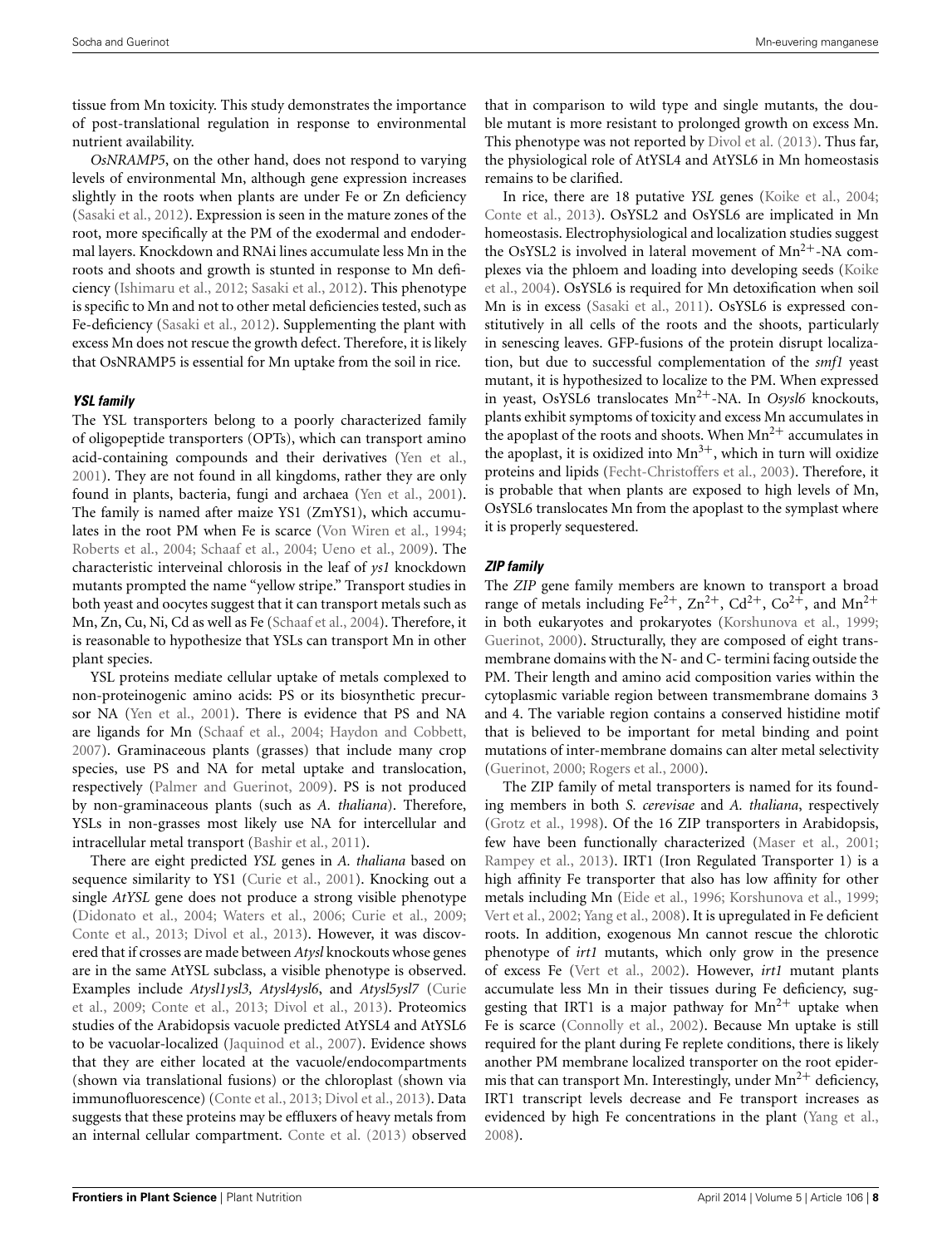tissue from Mn toxicity. This study demonstrates the importance of post-translational regulation in response to environmental nutrient availability.

*OsNRAMP5*, on the other hand, does not respond to varying levels of environmental Mn, although gene expression increases slightly in the roots when plants are under Fe or Zn deficiency (Sasaki et al., 2012). Expression is seen in the mature zones of the root, more specifically at the PM of the exodermal and endodermal layers. Knockdown and RNAi lines accumulate less Mn in the roots and shoots and growth is stunted in response to Mn deficiency (Ishimaru et al., 2012; Sasaki et al., 2012). This phenotype is specific to Mn and not to other metal deficiencies tested, such as Fe-deficiency (Sasaki et al., 2012). Supplementing the plant with excess Mn does not rescue the growth defect. Therefore, it is likely that OsNRAMP5 is essential for Mn uptake from the soil in rice.

### *YSL family*

The YSL transporters belong to a poorly characterized family of oligopeptide transporters (OPTs), which can transport amino acid-containing compounds and their derivatives (Yen et al., 2001). They are not found in all kingdoms, rather they are only found in plants, bacteria, fungi and archaea (Yen et al., 2001). The family is named after maize YS1 (ZmYS1), which accumulates in the root PM when Fe is scarce (Von Wiren et al., 1994; Roberts et al., 2004; Schaaf et al., 2004; Ueno et al., 2009). The characteristic interveinal chlorosis in the leaf of *ys1* knockdown mutants prompted the name "yellow stripe." Transport studies in both yeast and oocytes suggest that it can transport metals such as Mn, Zn, Cu, Ni, Cd as well as Fe (Schaaf et al., 2004). Therefore, it is reasonable to hypothesize that YSLs can transport Mn in other plant species.

YSL proteins mediate cellular uptake of metals complexed to non-proteinogenic amino acids: PS or its biosynthetic precursor NA (Yen et al., 2001). There is evidence that PS and NA are ligands for Mn (Schaaf et al., 2004; Haydon and Cobbett, 2007). Graminaceous plants (grasses) that include many crop species, use PS and NA for metal uptake and translocation, respectively (Palmer and Guerinot, 2009). PS is not produced by non-graminaceous plants (such as *A. thaliana*). Therefore, YSLs in non-grasses most likely use NA for intercellular and intracellular metal transport (Bashir et al., 2011).

There are eight predicted *YSL* genes in *A. thaliana* based on sequence similarity to YS1 (Curie et al., 2001). Knocking out a single *AtYSL* gene does not produce a strong visible phenotype (Didonato et al., 2004; Waters et al., 2006; Curie et al., 2009; Conte et al., 2013; Divol et al., 2013). However, it was discovered that if crosses are made between *Atysl* knockouts whose genes are in the same AtYSL subclass, a visible phenotype is observed. Examples include *Atysl1ysl3, Atysl4ysl6*, and *Atysl5ysl7* (Curie et al., 2009; Conte et al., 2013; Divol et al., 2013). Proteomics studies of the Arabidopsis vacuole predicted AtYSL4 and AtYSL6 to be vacuolar-localized (Jaquinod et al., 2007). Evidence shows that they are either located at the vacuole/endocompartments (shown via translational fusions) or the chloroplast (shown via immunofluorescence) (Conte et al., 2013; Divol et al., 2013). Data suggests that these proteins may be effluxers of heavy metals from an internal cellular compartment. Conte et al. (2013) observed that in comparison to wild type and single mutants, the double mutant is more resistant to prolonged growth on excess Mn. This phenotype was not reported by Divol et al. (2013). Thus far, the physiological role of AtYSL4 and AtYSL6 in Mn homeostasis remains to be clarified.

In rice, there are 18 putative *YSL* genes (Koike et al., 2004; Conte et al., 2013). OsYSL2 and OsYSL6 are implicated in Mn homeostasis. Electrophysiological and localization studies suggest the OsYSL2 is involved in lateral movement of $Mn^{2+}$-NA complexes via the phloem and loading into developing seeds (Koike et al., 2004). OsYSL6 is required for Mn detoxification when soil Mn is in excess (Sasaki et al., 2011). OsYSL6 is expressed constitutively in all cells of the roots and the shoots, particularly in senescing leaves. GFP-fusions of the protein disrupt localization, but due to successful complementation of the *smf1* yeast mutant, it is hypothesized to localize to the PM. When expressed in yeast, OsYSL6 translocates $Mn^{2+}$-NA. In *Osysl6* knockouts, plants exhibit symptoms of toxicity and excess Mn accumulates in the apoplast of the roots and shoots. When $Mn^{2+}$ accumulates in the apoplast, it is oxidized into $Mn^{3+}$, which in turn will oxidize proteins and lipids (Fecht-Christoffers et al., 2003). Therefore, it is probable that when plants are exposed to high levels of Mn, OsYSL6 translocates Mn from the apoplast to the symplast where it is properly sequestered.

### *ZIP family*

The *ZIP* gene family members are known to transport a broad range of metals including $Fe^{2+}$, $Zn^{2+}$, $Cd^{2+}$, $Co^{2+}$, and $Mn^{2+}$ in both eukaryotes and prokaryotes (Korshunova et al., 1999; Guerinot, 2000). Structurally, they are composed of eight transmembrane domains with the N- and C- termini facing outside the PM. Their length and amino acid composition varies within the cytoplasmic variable region between transmembrane domains 3 and 4. The variable region contains a conserved histidine motif that is believed to be important for metal binding and point mutations of inter-membrane domains can alter metal selectivity (Guerinot, 2000; Rogers et al., 2000).

The ZIP family of metal transporters is named for its founding members in both *S. cerevisae* and *A. thaliana*, respectively (Grotz et al., 1998). Of the 16 ZIP transporters in Arabidopsis, few have been functionally characterized (Maser et al., 2001; Rampey et al., 2013). IRT1 (Iron Regulated Transporter 1) is a high affinity Fe transporter that also has low affinity for other metals including Mn (Eide et al., 1996; Korshunova et al., 1999; Vert et al., 2002; Yang et al., 2008). It is upregulated in Fe deficient roots. In addition, exogenous Mn cannot rescue the chlorotic phenotype of *irt1* mutants, which only grow in the presence of excess Fe (Vert et al., 2002). However, *irt1* mutant plants accumulate less Mn in their tissues during Fe deficiency, suggesting that IRT1 is a major pathway for $Mn^{2+}$ uptake when Fe is scarce (Connolly et al., 2002). Because Mn uptake is still required for the plant during Fe replete conditions, there is likely another PM membrane localized transporter on the root epidermis that can transport Mn. Interestingly, under $Mn^{2+}$ deficiency, IRT1 transcript levels decrease and Fe transport increases as evidenced by high Fe concentrations in the plant (Yang et al., 2008).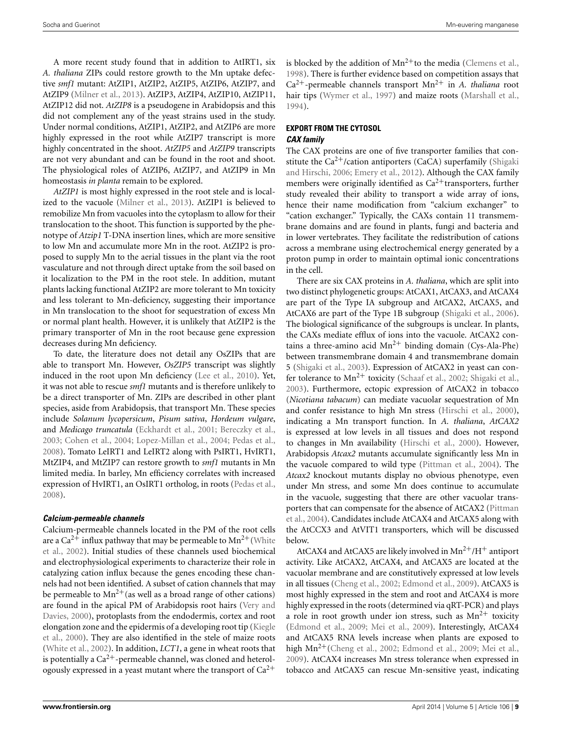A more recent study found that in addition to AtIRT1, six *A. thaliana* ZIPs could restore growth to the Mn uptake defective *smf1* mutant: AtZIP1, AtZIP2, AtZIP5, AtZIP6, AtZIP7, and AtZIP9 (Milner et al., 2013). AtZIP3, AtZIP4, AtZIP10, AtZIP11, AtZIP12 did not. *AtZIP8* is a pseudogene in Arabidopsis and this did not complement any of the yeast strains used in the study. Under normal conditions, AtZIP1, AtZIP2, and AtZIP6 are more highly expressed in the root while AtZIP7 transcript is more highly concentrated in the shoot. *AtZIP5* and *AtZIP9* transcripts are not very abundant and can be found in the root and shoot. The physiological roles of AtZIP6, AtZIP7, and AtZIP9 in Mn homeostasis *in planta* remain to be explored.

*AtZIP1* is most highly expressed in the root stele and is localized to the vacuole (Milner et al., 2013). AtZIP1 is believed to remobilize Mn from vacuoles into the cytoplasm to allow for their translocation to the shoot. This function is supported by the phenotype of *Atzip1* T-DNA insertion lines, which are more sensitive to low Mn and accumulate more Mn in the root. AtZIP2 is proposed to supply Mn to the aerial tissues in the plant via the root vasculature and not through direct uptake from the soil based on it localization to the PM in the root stele. In addition, mutant plants lacking functional AtZIP2 are more tolerant to Mn toxicity and less tolerant to Mn-deficiency, suggesting their importance in Mn translocation to the shoot for sequestration of excess Mn or normal plant health. However, it is unlikely that AtZIP2 is the primary transporter of Mn in the root because gene expression decreases during Mn deficiency.

To date, the literature does not detail any OsZIPs that are able to transport Mn. However, *OsZIP5* transcript was slightly induced in the root upon Mn deficiency (Lee et al., 2010). Yet, it was not able to rescue *smf1* mutants and is therefore unlikely to be a direct transporter of Mn. ZIPs are described in other plant species, aside from Arabidopsis, that transport Mn. These species include *Solanum lycopersicum*, *Pisum sativa*, *Hordeum vulgare*, and *Medicago truncatula* (Eckhardt et al., 2001; Bereczky et al., 2003; Cohen et al., 2004; Lopez-Millan et al., 2004; Pedas et al., 2008). Tomato LeIRT1 and LeIRT2 along with PsIRT1, HvIRT1, MtZIP4, and MtZIP7 can restore growth to *smf1* mutants in Mn limited media. In barley, Mn efficiency correlates with increased expression of HvIRT1, an OsIRT1 ortholog, in roots (Pedas et al., 2008).

#### *Calcium-permeable channels*

Calcium-permeable channels located in the PM of the root cells are a $Ca^{2+}$ influx pathway that may be permeable to $Mn^{2+}$ (White et al., 2002). Initial studies of these channels used biochemical and electrophysiological experiments to characterize their role in catalyzing cation influx because the genes encoding these channels had not been identified. A subset of cation channels that may be permeable to $Mn^{2+}$ (as well as a broad range of other cations) are found in the apical PM of Arabidopsis root hairs (Very and Davies, 2000), protoplasts from the endodermis, cortex and root elongation zone and the epidermis of a developing root tip (Kiegle et al., 2000). They are also identified in the stele of maize roots (White et al., 2002). In addition, *LCT1*, a gene in wheat roots that is potentially a $Ca^{2+}$-permeable channel, was cloned and heterologously expressed in a yeast mutant where the transport of $Ca^{2+}$ is blocked by the addition of $Mn^{2+}$ to the media (Clemens et al., 1998). There is further evidence based on competition assays that $Ca^{2+}$-permeable channels transport $Mn^{2+}$ in *A. thaliana* root hair tips (Wymer et al., 1997) and maize roots (Marshall et al., 1994).

### EXPORT FROM THE CYTOSOL

#### *CAX family*

The CAX proteins are one of five transporter families that constitute the $Ca^{2+}$/cation antiporters (CaCA) superfamily (Shigaki and Hirschi, 2006; Emery et al., 2012). Although the CAX family members were originally identified as $Ca^{2+}$ transporters, further study revealed their ability to transport a wide array of ions, hence their name modification from "calcium exchanger" to "cation exchanger." Typically, the CAXs contain 11 transmembrane domains and are found in plants, fungi and bacteria and in lower vertebrates. They facilitate the redistribution of cations across a membrane using electrochemical energy generated by a proton pump in order to maintain optimal ionic concentrations in the cell.

There are six CAX proteins in *A. thaliana*, which are split into two distinct phylogenetic groups: AtCAX1, AtCAX3, and AtCAX4 are part of the Type IA subgroup and AtCAX2, AtCAX5, and AtCAX6 are part of the Type 1B subgroup (Shigaki et al., 2006). The biological significance of the subgroups is unclear. In plants, the CAXs mediate efflux of ions into the vacuole. AtCAX2 contains a three-amino acid $Mn^{2+}$ binding domain (Cys-Ala-Phe) between transmembrane domain 4 and transmembrane domain 5 (Shigaki et al., 2003). Expression of AtCAX2 in yeast can confer tolerance to $Mn^{2+}$ toxicity (Schaaf et al., 2002; Shigaki et al., 2003). Furthermore, ectopic expression of AtCAX2 in tobacco (*Nicotiana tabacum*) can mediate vacuolar sequestration of Mn and confer resistance to high Mn stress (Hirschi et al., 2000), indicating a Mn transport function. In *A. thaliana*, *AtCAX2* is expressed at low levels in all tissues and does not respond to changes in Mn availability (Hirschi et al., 2000). However, Arabidopsis *Atcax2* mutants accumulate significantly less Mn in the vacuole compared to wild type (Pittman et al., 2004). The *Atcax2* knockout mutants display no obvious phenotype, even under Mn stress, and some Mn does continue to accumulate in the vacuole, suggesting that there are other vacuolar transporters that can compensate for the absence of AtCAX2 (Pittman et al., 2004). Candidates include AtCAX4 and AtCAX5 along with the AtCCX3 and AtVIT1 transporters, which will be discussed below.

AtCAX4 and AtCAX5 are likely involved in $Mn^{2+}/H^{+}$ antiport activity. Like AtCAX2, AtCAX4, and AtCAX5 are located at the vacuolar membrane and are constitutively expressed at low levels in all tissues (Cheng et al., 2002; Edmond et al., 2009). AtCAX5 is most highly expressed in the stem and root and AtCAX4 is more highly expressed in the roots (determined via qRT-PCR) and plays a role in root growth under ion stress, such as $Mn^{2+}$ toxicity (Edmond et al., 2009; Mei et al., 2009). Interestingly, AtCAX4 and AtCAX5 RNA levels increase when plants are exposed to high $Mn^{2+}$ (Cheng et al., 2002; Edmond et al., 2009; Mei et al., 2009). AtCAX4 increases Mn stress tolerance when expressed in tobacco and AtCAX5 can rescue Mn-sensitive yeast, indicating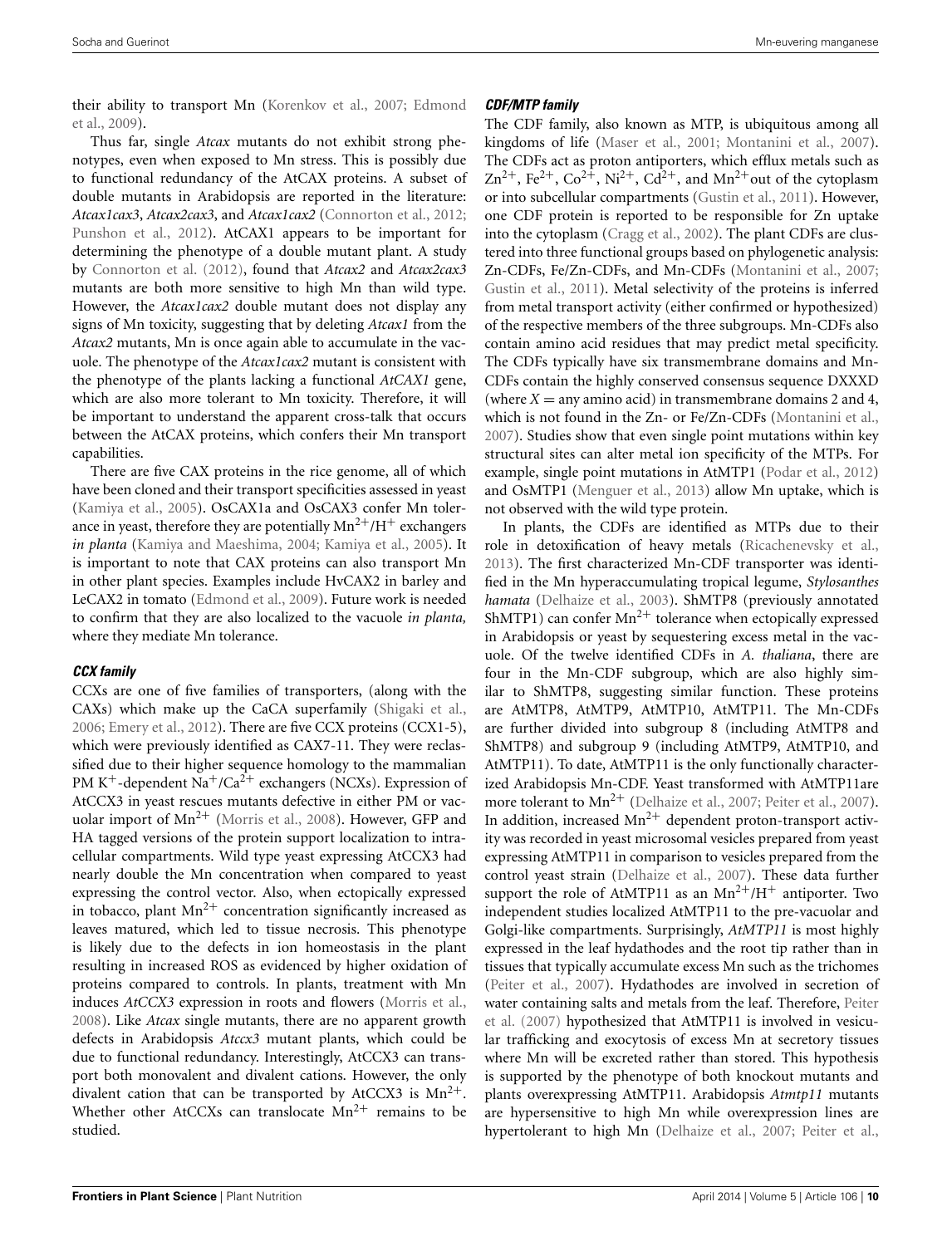their ability to transport Mn (Korenkov et al., 2007; Edmond et al., 2009).

Thus far, single *Atcax* mutants do not exhibit strong phenotypes, even when exposed to Mn stress. This is possibly due to functional redundancy of the AtCAX proteins. A subset of double mutants in Arabidopsis are reported in the literature: *Atcax1cax3*, *Atcax2cax3*, and *Atcax1cax2* (Connorton et al., 2012; Punshon et al., 2012). AtCAX1 appears to be important for determining the phenotype of a double mutant plant. A study by Connorton et al. (2012), found that *Atcax2* and *Atcax2cax3* mutants are both more sensitive to high Mn than wild type. However, the *Atcax1cax2* double mutant does not display any signs of Mn toxicity, suggesting that by deleting *Atcax1* from the *Atcax2* mutants, Mn is once again able to accumulate in the vacuole. The phenotype of the *Atcax1cax2* mutant is consistent with the phenotype of the plants lacking a functional *AtCAX1* gene, which are also more tolerant to Mn toxicity. Therefore, it will be important to understand the apparent cross-talk that occurs between the AtCAX proteins, which confers their Mn transport capabilities.

There are five CAX proteins in the rice genome, all of which have been cloned and their transport specificities assessed in yeast (Kamiya et al., 2005). OsCAX1a and OsCAX3 confer Mn tolerance in yeast, therefore they are potentially $Mn^{2+}/H^{+}$ exchangers *in planta* (Kamiya and Maeshima, 2004; Kamiya et al., 2005). It is important to note that CAX proteins can also transport Mn in other plant species. Examples include HvCAX2 in barley and LeCAX2 in tomato (Edmond et al., 2009). Future work is needed to confirm that they are also localized to the vacuole *in planta,* where they mediate Mn tolerance.

#### *CCX family*

CCXs are one of five families of transporters, (along with the CAXs) which make up the CaCA superfamily (Shigaki et al., 2006; Emery et al., 2012). There are five CCX proteins (CCX1-5), which were previously identified as CAX7-11. They were reclassified due to their higher sequence homology to the mammalian PM $K^{+}$-dependent $Na^{+}/Ca^{2+}$ exchangers (NCXs). Expression of AtCCX3 in yeast rescues mutants defective in either PM or vacuolar import of $Mn^{2+}$ (Morris et al., 2008). However, GFP and HA tagged versions of the protein support localization to intracellular compartments. Wild type yeast expressing AtCCX3 had nearly double the Mn concentration when compared to yeast expressing the control vector. Also, when ectopically expressed in tobacco, plant $Mn^{2+}$ concentration significantly increased as leaves matured, which led to tissue necrosis. This phenotype is likely due to the defects in ion homeostasis in the plant resulting in increased ROS as evidenced by higher oxidation of proteins compared to controls. In plants, treatment with Mn induces *AtCCX3* expression in roots and flowers (Morris et al., 2008). Like *Atcax* single mutants, there are no apparent growth defects in Arabidopsis *Atccx3* mutant plants, which could be due to functional redundancy. Interestingly, AtCCX3 can transport both monovalent and divalent cations. However, the only divalent cation that can be transported by AtCCX3 is $Mn^{2+}$. Whether other AtCCXs can translocate $Mn^{2+}$ remains to be studied.

#### *CDF/MTP family*

The CDF family, also known as MTP, is ubiquitous among all kingdoms of life (Maser et al., 2001; Montanini et al., 2007). The CDFs act as proton antiporters, which efflux metals such as $Zn^{2+}$, $Fe^{2+}$, $Co^{2+}$, $Ni^{2+}$, $Cd^{2+}$, and $Mn^{2+}$out of the cytoplasm or into subcellular compartments (Gustin et al., 2011). However, one CDF protein is reported to be responsible for Zn uptake into the cytoplasm (Cragg et al., 2002). The plant CDFs are clustered into three functional groups based on phylogenetic analysis: Zn-CDFs, Fe/Zn-CDFs, and Mn-CDFs (Montanini et al., 2007; Gustin et al., 2011). Metal selectivity of the proteins is inferred from metal transport activity (either confirmed or hypothesized) of the respective members of the three subgroups. Mn-CDFs also contain amino acid residues that may predict metal specificity. The CDFs typically have six transmembrane domains and Mn-CDFs contain the highly conserved consensus sequence DXXXD (where $X$ = any amino acid) in transmembrane domains 2 and 4, which is not found in the Zn- or Fe/Zn-CDFs (Montanini et al., 2007). Studies show that even single point mutations within key structural sites can alter metal ion specificity of the MTPs. For example, single point mutations in AtMTP1 (Podar et al., 2012) and OsMTP1 (Menguer et al., 2013) allow Mn uptake, which is not observed with the wild type protein.

In plants, the CDFs are identified as MTPs due to their role in detoxification of heavy metals (Ricachenevsky et al., 2013). The first characterized Mn-CDF transporter was identified in the Mn hyperaccumulating tropical legume, *Stylosanthes hamata* (Delhaize et al., 2003). ShMTP8 (previously annotated ShMTP1) can confer $Mn^{2+}$ tolerance when ectopically expressed in Arabidopsis or yeast by sequestering excess metal in the vacuole. Of the twelve identified CDFs in *A. thaliana*, there are four in the Mn-CDF subgroup, which are also highly similar to ShMTP8, suggesting similar function. These proteins are AtMTP8, AtMTP9, AtMTP10, AtMTP11. The Mn-CDFs are further divided into subgroup 8 (including AtMTP8 and ShMTP8) and subgroup 9 (including AtMTP9, AtMTP10, and AtMTP11). To date, AtMTP11 is the only functionally characterized Arabidopsis Mn-CDF. Yeast transformed with AtMTP11are more tolerant to $Mn^{2+}$ (Delhaize et al., 2007; Peiter et al., 2007). In addition, increased $Mn^{2+}$ dependent proton-transport activity was recorded in yeast microsomal vesicles prepared from yeast expressing AtMTP11 in comparison to vesicles prepared from the control yeast strain (Delhaize et al., 2007). These data further support the role of AtMTP11 as an $Mn^{2+}/H^{+}$ antiporter. Two independent studies localized AtMTP11 to the pre-vacuolar and Golgi-like compartments. Surprisingly, *AtMTP11* is most highly expressed in the leaf hydathodes and the root tip rather than in tissues that typically accumulate excess Mn such as the trichomes (Peiter et al., 2007). Hydathodes are involved in secretion of water containing salts and metals from the leaf. Therefore, Peiter et al. (2007) hypothesized that AtMTP11 is involved in vesicular trafficking and exocytosis of excess Mn at secretory tissues where Mn will be excreted rather than stored. This hypothesis is supported by the phenotype of both knockout mutants and plants overexpressing AtMTP11. Arabidopsis *Atmtp11* mutants are hypersensitive to high Mn while overexpression lines are hypertolerant to high Mn (Delhaize et al., 2007; Peiter et al.,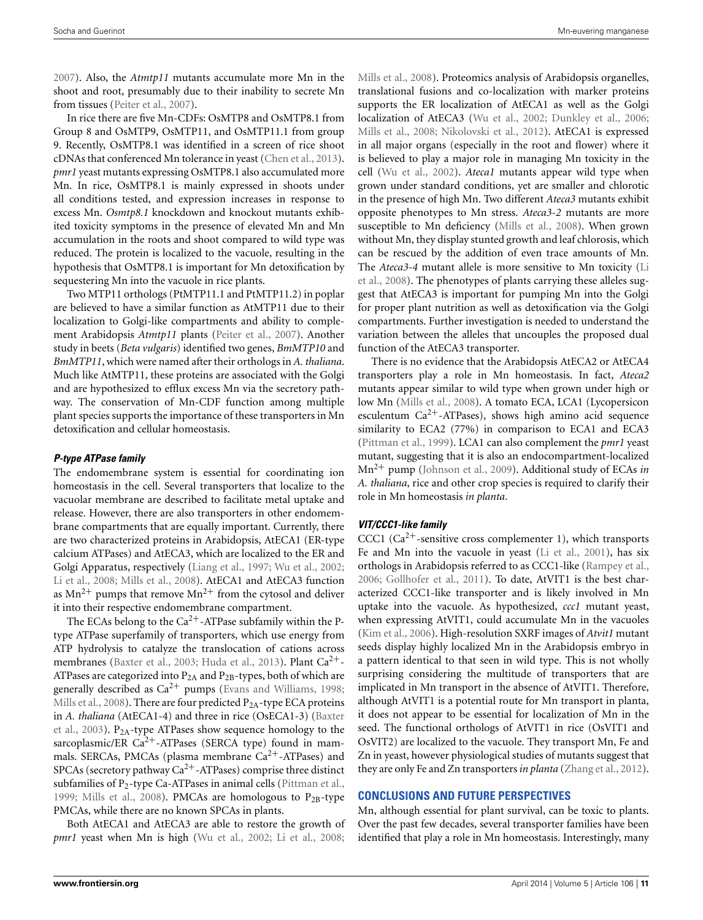2007). Also, the *Atmtp11* mutants accumulate more Mn in the shoot and root, presumably due to their inability to secrete Mn from tissues (Peiter et al., 2007).

In rice there are five Mn-CDFs: OsMTP8 and OsMTP8.1 from Group 8 and OsMTP9, OsMTP11, and OsMTP11.1 from group 9. Recently, OsMTP8.1 was identified in a screen of rice shoot cDNAs that conferenced Mn tolerance in yeast (Chen et al., 2013). *pmr1* yeast mutants expressing OsMTP8.1 also accumulated more Mn. In rice, OsMTP8.1 is mainly expressed in shoots under all conditions tested, and expression increases in response to excess Mn. *Osmtp8.1* knockdown and knockout mutants exhibited toxicity symptoms in the presence of elevated Mn and Mn accumulation in the roots and shoot compared to wild type was reduced. The protein is localized to the vacuole, resulting in the hypothesis that OsMTP8.1 is important for Mn detoxification by sequestering Mn into the vacuole in rice plants.

Two MTP11 orthologs (PtMTP11.1 and PtMTP11.2) in poplar are believed to have a similar function as AtMTP11 due to their localization to Golgi-like compartments and ability to complement Arabidopsis *Atmtp11* plants (Peiter et al., 2007). Another study in beets (*Beta vulgaris*) identified two genes, *BmMTP10* and *BmMTP11*, which were named after their orthologs in *A. thaliana*. Much like AtMTP11, these proteins are associated with the Golgi and are hypothesized to efflux excess Mn via the secretory pathway. The conservation of Mn-CDF function among multiple plant species supports the importance of these transporters in Mn detoxification and cellular homeostasis.

### *P-type ATPase family*

The endomembrane system is essential for coordinating ion homeostasis in the cell. Several transporters that localize to the vacuolar membrane are described to facilitate metal uptake and release. However, there are also transporters in other endomembrane compartments that are equally important. Currently, there are two characterized proteins in Arabidopsis, AtECA1 (ER-type calcium ATPases) and AtECA3, which are localized to the ER and Golgi Apparatus, respectively (Liang et al., 1997; Wu et al., 2002; Li et al., 2008; Mills et al., 2008). AtECA1 and AtECA3 function as $Mn^{2+}$ pumps that remove $Mn^{2+}$ from the cytosol and deliver it into their respective endomembrane compartment.

The ECAs belong to the $Ca^{2+}$-ATPase subfamily within the P-type ATPase superfamily of transporters, which use energy from ATP hydrolysis to catalyze the translocation of cations across membranes (Baxter et al., 2003; Huda et al., 2013). Plant $Ca^{2+}$-ATPases are categorized into $P_{2A}$ and $P_{2B}$-types, both of which are generally described as $Ca^{2+}$ pumps (Evans and Williams, 1998; Mills et al., 2008). There are four predicted $P_{2A}$-type ECA proteins in *A. thaliana* (AtECA1-4) and three in rice (OsECA1-3) (Baxter et al., 2003). $P_{2A}$-type ATPases show sequence homology to the sarcoplasmic/ER $Ca^{2+}$-ATPases (SERCA type) found in mammals. SERCAs, PMCAs (plasma membrane $Ca^{2+}$-ATPases) and SPCAs (secretory pathway $Ca^{2+}$-ATPases) comprise three distinct subfamilies of $P_2$-type Ca-ATPases in animal cells (Pittman et al., 1999; Mills et al., 2008). PMCAs are homologous to $P_{2B}$-type PMCAs, while there are no known SPCAs in plants.

Both AtECA1 and AtECA3 are able to restore the growth of *pmr1* yeast when Mn is high (Wu et al., 2002; Li et al., 2008; Mills et al., 2008). Proteomics analysis of Arabidopsis organelles, translational fusions and co-localization with marker proteins supports the ER localization of AtECA1 as well as the Golgi localization of AtECA3 (Wu et al., 2002; Dunkley et al., 2006; Mills et al., 2008; Nikolovski et al., 2012). AtECA1 is expressed in all major organs (especially in the root and flower) where it is believed to play a major role in managing Mn toxicity in the cell (Wu et al., 2002). *Ateca1* mutants appear wild type when grown under standard conditions, yet are smaller and chlorotic in the presence of high Mn. Two different *Ateca3* mutants exhibit opposite phenotypes to Mn stress. *Ateca3-2* mutants are more susceptible to Mn deficiency (Mills et al., 2008). When grown without Mn, they display stunted growth and leaf chlorosis, which can be rescued by the addition of even trace amounts of Mn. The *Ateca3-4* mutant allele is more sensitive to Mn toxicity (Li et al., 2008). The phenotypes of plants carrying these alleles suggest that AtECA3 is important for pumping Mn into the Golgi for proper plant nutrition as well as detoxification via the Golgi compartments. Further investigation is needed to understand the variation between the alleles that uncouples the proposed dual function of the AtECA3 transporter.

There is no evidence that the Arabidopsis AtECA2 or AtECA4 transporters play a role in Mn homeostasis. In fact, *Ateca2* mutants appear similar to wild type when grown under high or low Mn (Mills et al., 2008). A tomato ECA, LCA1 (Lycopersicon esculentum $Ca^{2+}$-ATPases), shows high amino acid sequence similarity to ECA2 (77%) in comparison to ECA1 and ECA3 (Pittman et al., 1999). LCA1 can also complement the *pmr1* yeast mutant, suggesting that it is also an endocompartment-localized $Mn^{2+}$ pump (Johnson et al., 2009). Additional study of ECAs *in A. thaliana*, rice and other crop species is required to clarify their role in Mn homeostasis *in planta*.

### *VIT/CCC1-like family*

CCC1 ($Ca^{2+}$-sensitive cross complementer 1), which transports Fe and Mn into the vacuole in yeast (Li et al., 2001), has six orthologs in Arabidopsis referred to as CCC1-like (Rampey et al., 2006; Gollhofer et al., 2011). To date, AtVIT1 is the best characterized CCC1-like transporter and is likely involved in Mn uptake into the vacuole. As hypothesized, *ccc1* mutant yeast, when expressing AtVIT1, could accumulate Mn in the vacuoles (Kim et al., 2006). High-resolution SXRF images of *Atvit1* mutant seeds display highly localized Mn in the Arabidopsis embryo in a pattern identical to that seen in wild type. This is not wholly surprising considering the multitude of transporters that are implicated in Mn transport in the absence of AtVIT1. Therefore, although AtVIT1 is a potential route for Mn transport in planta, it does not appear to be essential for localization of Mn in the seed. The functional orthologs of AtVIT1 in rice (OsVIT1 and OsVIT2) are localized to the vacuole. They transport Mn, Fe and Zn in yeast, however physiological studies of mutants suggest that they are only Fe and Zn transporters *in planta* (Zhang et al., 2012).

## CONCLUSIONS AND FUTURE PERSPECTIVES

Mn, although essential for plant survival, can be toxic to plants. Over the past few decades, several transporter families have been identified that play a role in Mn homeostasis. Interestingly, many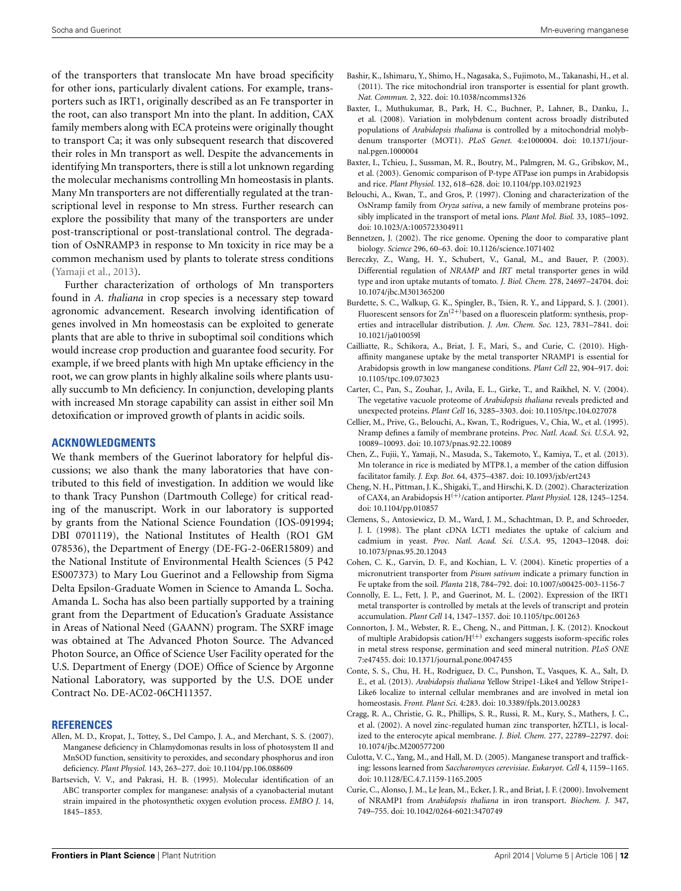of the transporters that translocate Mn have broad specificity for other ions, particularly divalent cations. For example, transporters such as IRT1, originally described as an Fe transporter in the root, can also transport Mn into the plant. In addition, CAX family members along with ECA proteins were originally thought to transport Ca; it was only subsequent research that discovered their roles in Mn transport as well. Despite the advancements in identifying Mn transporters, there is still a lot unknown regarding the molecular mechanisms controlling Mn homeostasis in plants. Many Mn transporters are not differentially regulated at the transcriptional level in response to Mn stress. Further research can explore the possibility that many of the transporters are under post-transcriptional or post-translational control. The degradation of OsNRAMP3 in response to Mn toxicity in rice may be a common mechanism used by plants to tolerate stress conditions (Yamaji et al., 2013).

Further characterization of orthologs of Mn transporters found in *A. thaliana* in crop species is a necessary step toward agronomic advancement. Research involving identification of genes involved in Mn homeostasis can be exploited to generate plants that are able to thrive in suboptimal soil conditions which would increase crop production and guarantee food security. For example, if we breed plants with high Mn uptake efficiency in the root, we can grow plants in highly alkaline soils where plants usually succumb to Mn deficiency. In conjunction, developing plants with increased Mn storage capability can assist in either soil Mn detoxification or improved growth of plants in acidic soils.

## ACKNOWLEDGMENTS

We thank members of the Guerinot laboratory for helpful discussions; we also thank the many laboratories that have contributed to this field of investigation. In addition we would like to thank Tracy Punshon (Dartmouth College) for critical reading of the manuscript. Work in our laboratory is supported by grants from the National Science Foundation (IOS-091994; DBI 0701119), the National Institutes of Health (RO1 GM 078536), the Department of Energy (DE-FG-2-06ER15809) and the National Institute of Environmental Health Sciences (5 P42 ES007373) to Mary Lou Guerinot and a Fellowship from Sigma Delta Epsilon-Graduate Women in Science to Amanda L. Socha. Amanda L. Socha has also been partially supported by a training grant from the Department of Education's Graduate Assistance in Areas of National Need (GAANN) program. The SXRF image was obtained at The Advanced Photon Source. The Advanced Photon Source, an Office of Science User Facility operated for the U.S. Department of Energy (DOE) Office of Science by Argonne National Laboratory, was supported by the U.S. DOE under Contract No. DE-AC02-06CH11357.

## REFERENCES

Allen, M. D., Kropat, J., Tottey, S., Del Campo, J. A., and Merchant, S. S. (2007). Manganese deficiency in Chlamydomonas results in loss of photosystem II and MnSOD function, sensitivity to peroxides, and secondary phosphorus and iron deficiency. *Plant Physiol.* 143, 263–277. doi: 10.1104/pp.106.088609

Bartsevich, V. V., and Pakrasi, H. B. (1995). Molecular identification of an ABC transporter complex for manganese: analysis of a cyanobacterial mutant strain impaired in the photosynthetic oxygen evolution process. *EMBO J.* 14, 1845–1853.

Bashir, K., Ishimaru, Y., Shimo, H., Nagasaka, S., Fujimoto, M., Takanashi, H., et al. (2011). The rice mitochondrial iron transporter is essential for plant growth. *Nat. Commun.* 2, 322. doi: 10.1038/ncomms1326

Baxter, I., Muthukumar, B., Park, H. C., Buchner, P., Lahner, B., Danku, J., et al. (2008). Variation in molybdenum content across broadly distributed populations of *Arabidopsis thaliana* is controlled by a mitochondrial molybdenum transporter (MOT1). *PLoS Genet.* 4:e1000004. doi: 10.1371/journal.pgen.1000004

Baxter, I., Tchieu, J., Sussman, M. R., Boutry, M., Palmgren, M. G., Gribskov, M., et al. (2003). Genomic comparison of P-type ATPase ion pumps in Arabidopsis and rice. *Plant Physiol.* 132, 618–628. doi: 10.1104/pp.103.021923

Belouchi, A., Kwan, T., and Gros, P. (1997). Cloning and characterization of the OsNramp family from *Oryza sativa*, a new family of membrane proteins possibly implicated in the transport of metal ions. *Plant Mol. Biol.* 33, 1085–1092. doi: 10.1023/A:1005723304911

Bennetzen, J. (2002). The rice genome. Opening the door to comparative plant biology. *Science* 296, 60–63. doi: 10.1126/science.1071402

Bereczky, Z., Wang, H. Y., Schubert, V., Ganal, M., and Bauer, P. (2003). Differential regulation of *NRAMP* and *IRT* metal transporter genes in wild type and iron uptake mutants of tomato. *J. Biol. Chem.* 278, 24697–24704. doi: 10.1074/jbc.M301365200

Burdette, S. C., Walkup, G. K., Spingler, B., Tsien, R. Y., and Lippard, S. J. (2001). Fluorescent sensors for $Zn^{(2+)}$ based on a fluorescein platform: synthesis, properties and intracellular distribution. *J. Am. Chem. Soc.* 123, 7831–7841. doi: 10.1021/ja010059l

Cailliatte, R., Schikora, A., Briat, J. F., Mari, S., and Curie, C. (2010). High-affinity manganese uptake by the metal transporter NRAMP1 is essential for Arabidopsis growth in low manganese conditions. *Plant Cell* 22, 904–917. doi: 10.1105/tpc.109.073023

Carter, C., Pan, S., Zouhar, J., Avila, E. L., Girke, T., and Raikhel, N. V. (2004). The vegetative vacuole proteome of *Arabidopsis thaliana* reveals predicted and unexpected proteins. *Plant Cell* 16, 3285–3303. doi: 10.1105/tpc.104.027078

Cellier, M., Prive, G., Belouchi, A., Kwan, T., Rodrigues, V., Chia, W., et al. (1995). Nramp defines a family of membrane proteins. *Proc. Natl. Acad. Sci. U.S.A.* 92, 10089–10093. doi: 10.1073/pnas.92.22.10089

Chen, Z., Fujii, Y., Yamaji, N., Masuda, S., Takemoto, Y., Kamiya, T., et al. (2013). Mn tolerance in rice is mediated by MTP8.1, a member of the cation diffusion facilitator family. *J. Exp. Bot.* 64, 4375–4387. doi: 10.1093/jxb/ert243

Cheng, N. H., Pittman, J. K., Shigaki, T., and Hirschi, K. D. (2002). Characterization of CAX4, an Arabidopsis $H^{(+)}$/cation antiporter. *Plant Physiol.* 128, 1245–1254. doi: 10.1104/pp.010857

Clemens, S., Antosiewicz, D. M., Ward, J. M., Schachtman, D. P., and Schroeder, J. I. (1998). The plant cDNA LCT1 mediates the uptake of calcium and cadmium in yeast. *Proc. Natl. Acad. Sci. U.S.A.* 95, 12043–12048. doi: 10.1073/pnas.95.20.12043

Cohen, C. K., Garvin, D. F., and Kochian, L. V. (2004). Kinetic properties of a micronutrient transporter from *Pisum sativum* indicate a primary function in Fe uptake from the soil. *Planta* 218, 784–792. doi: 10.1007/s00425-003-1156-7

Connolly, E. L., Fett, J. P., and Guerinot, M. L. (2002). Expression of the IRT1 metal transporter is controlled by metals at the levels of transcript and protein accumulation. *Plant Cell* 14, 1347–1357. doi: 10.1105/tpc.001263

Connorton, J. M., Webster, R. E., Cheng, N., and Pittman, J. K. (2012). Knockout of multiple Arabidopsis cation/$H^{(+)}$ exchangers suggests isoform-specific roles in metal stress response, germination and seed mineral nutrition. *PLoS ONE* 7:e47455. doi: 10.1371/journal.pone.0047455

Conte, S. S., Chu, H. H., Rodriguez, D. C., Punshon, T., Vasques, K. A., Salt, D. E., et al. (2013). *Arabidopsis thaliana* Yellow Stripe1-Like4 and Yellow Stripe1-Like6 localize to internal cellular membranes and are involved in metal ion homeostasis. *Front. Plant Sci.* 4:283. doi: 10.3389/fpls.2013.00283

Cragg, R. A., Christie, G. R., Phillips, S. R., Russi, R. M., Kury, S., Mathers, J. C., et al. (2002). A novel zinc-regulated human zinc transporter, hZTL1, is localized to the enterocyte apical membrane. *J. Biol. Chem.* 277, 22789–22797. doi: 10.1074/jbc.M200577200

Culotta, V. C., Yang, M., and Hall, M. D. (2005). Manganese transport and trafficking: lessons learned from *Saccharomyces cerevisiae*. *Eukaryot. Cell* 4, 1159–1165. doi: 10.1128/EC.4.7.1159-1165.2005

Curie, C., Alonso, J. M., Le Jean, M., Ecker, J. R., and Briat, J. F. (2000). Involvement of NRAMP1 from *Arabidopsis thaliana* in iron transport. *Biochem. J.* 347, 749–755. doi: 10.1042/0264-6021:3470749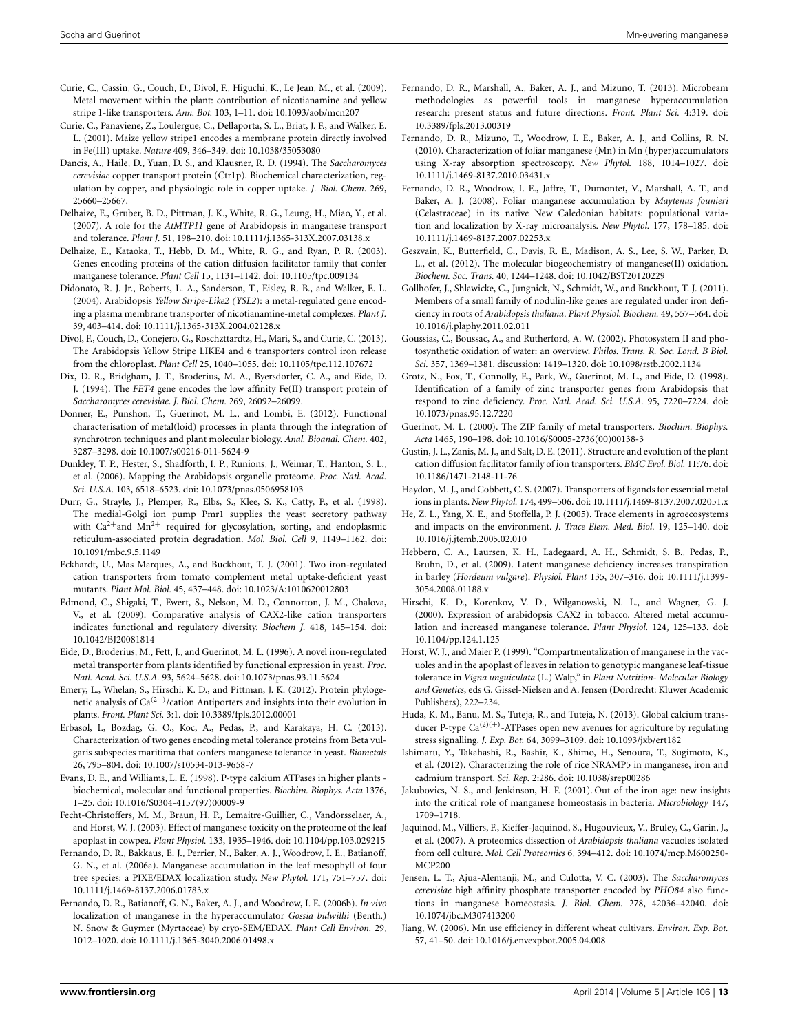Curie, C., Cassin, G., Couch, D., Divol, F., Higuchi, K., Le Jean, M., et al. (2009). Metal movement within the plant: contribution of nicotianamine and yellow stripe 1-like transporters. *Ann. Bot.* 103, 1–11. doi: 10.1093/aob/mcn207

Curie, C., Panaviene, Z., Loulergue, C., Dellaporta, S. L., Briat, J. F., and Walker, E. L. (2001). Maize yellow stripe1 encodes a membrane protein directly involved in Fe(III) uptake. *Nature* 409, 346–349. doi: 10.1038/35053080

Dancis, A., Haile, D., Yuan, D. S., and Klausner, R. D. (1994). The *Saccharomyces cerevisiae* copper transport protein (Ctr1p). Biochemical characterization, regulation by copper, and physiologic role in copper uptake. *J. Biol. Chem.* 269, 25660–25667.

Delhaize, E., Gruber, B. D., Pittman, J. K., White, R. G., Leung, H., Miao, Y., et al. (2007). A role for the *AtMTP11* gene of Arabidopsis in manganese transport and tolerance. *Plant J.* 51, 198–210. doi: 10.1111/j.1365-313X.2007.03138.x

Delhaize, E., Kataoka, T., Hebb, D. M., White, R. G., and Ryan, P. R. (2003). Genes encoding proteins of the cation diffusion facilitator family that confer manganese tolerance. *Plant Cell* 15, 1131–1142. doi: 10.1105/tpc.009134

Didonato, R. J. Jr., Roberts, L. A., Sanderson, T., Eisley, R. B., and Walker, E. L. (2004). Arabidopsis *Yellow Stripe-Like2 (YSL2)*: a metal-regulated gene encoding a plasma membrane transporter of nicotianamine-metal complexes. *Plant J.* 39, 403–414. doi: 10.1111/j.1365-313X.2004.02128.x

Divol, F., Couch, D., Conejero, G., Roschzttardtz, H., Mari, S., and Curie, C. (2013). The Arabidopsis Yellow Stripe LIKE4 and 6 transporters control iron release from the chloroplast. *Plant Cell* 25, 1040–1055. doi: 10.1105/tpc.112.107672

Dix, D. R., Bridgham, J. T., Broderius, M. A., Byersdorfer, C. A., and Eide, D. J. (1994). The *FET4* gene encodes the low affinity Fe(II) transport protein of *Saccharomyces cerevisiae*. *J. Biol. Chem.* 269, 26092–26099.

Donner, E., Punshon, T., Guerinot, M. L., and Lombi, E. (2012). Functional characterisation of metal(loid) processes in planta through the integration of synchrotron techniques and plant molecular biology. *Anal. Bioanal. Chem.* 402, 3287–3298. doi: 10.1007/s00216-011-5624-9

Dunkley, T. P., Hester, S., Shadforth, I. P., Runions, J., Weimar, T., Hanton, S. L., et al. (2006). Mapping the Arabidopsis organelle proteome. *Proc. Natl. Acad. Sci. U.S.A.* 103, 6518–6523. doi: 10.1073/pnas.0506958103

Durr, G., Strayle, J., Plemper, R., Elbs, S., Klee, S. K., Catty, P., et al. (1998). The medial-Golgi ion pump Pmr1 supplies the yeast secretory pathway with $Ca^{2+}$and $Mn^{2+}$ required for glycosylation, sorting, and endoplasmic reticulum-associated protein degradation. *Mol. Biol. Cell* 9, 1149–1162. doi: 10.1091/mbc.9.5.1149

Eckhardt, U., Mas Marques, A., and Buckhout, T. J. (2001). Two iron-regulated cation transporters from tomato complement metal uptake-deficient yeast mutants. *Plant Mol. Biol.* 45, 437–448. doi: 10.1023/A:1010620012803

Edmond, C., Shigaki, T., Ewert, S., Nelson, M. D., Connorton, J. M., Chalova, V., et al. (2009). Comparative analysis of CAX2-like cation transporters indicates functional and regulatory diversity. *Biochem J.* 418, 145–154. doi: 10.1042/BJ20081814

Eide, D., Broderius, M., Fett, J., and Guerinot, M. L. (1996). A novel iron-regulated metal transporter from plants identified by functional expression in yeast. *Proc. Natl. Acad. Sci. U.S.A.* 93, 5624–5628. doi: 10.1073/pnas.93.11.5624

Emery, L., Whelan, S., Hirschi, K. D., and Pittman, J. K. (2012). Protein phylogenetic analysis of $Ca^{(2+)}$/cation Antiporters and insights into their evolution in plants. *Front. Plant Sci.* 3:1. doi: 10.3389/fpls.2012.00001

Erbasol, I., Bozdag, G. O., Koc, A., Pedas, P., and Karakaya, H. C. (2013). Characterization of two genes encoding metal tolerance proteins from Beta vulgaris subspecies maritima that confers manganese tolerance in yeast. *Biometals* 26, 795–804. doi: 10.1007/s10534-013-9658-7

Evans, D. E., and Williams, L. E. (1998). P-type calcium ATPases in higher plants - biochemical, molecular and functional properties. *Biochim. Biophys. Acta* 1376, 1–25. doi: 10.1016/S0304-4157(97)00009-9

Fecht-Christoffers, M. M., Braun, H. P., Lemaitre-Guillier, C., Vandorsselaer, A., and Horst, W. J. (2003). Effect of manganese toxicity on the proteome of the leaf apoplast in cowpea. *Plant Physiol.* 133, 1935–1946. doi: 10.1104/pp.103.029215

Fernando, D. R., Bakkaus, E. J., Perrier, N., Baker, A. J., Woodrow, I. E., Batianoff, G. N., et al. (2006a). Manganese accumulation in the leaf mesophyll of four tree species: a PIXE/EDAX localization study. *New Phytol.* 171, 751–757. doi: 10.1111/j.1469-8137.2006.01783.x

Fernando, D. R., Batianoff, G. N., Baker, A. J., and Woodrow, I. E. (2006b). *In vivo* localization of manganese in the hyperaccumulator *Gossia bidwillii* (Benth.) N. Snow & Guymer (Myrtaceae) by cryo-SEM/EDAX. *Plant Cell Environ.* 29, 1012–1020. doi: 10.1111/j.1365-3040.2006.01498.x

Fernando, D. R., Marshall, A., Baker, A. J., and Mizuno, T. (2013). Microbeam methodologies as powerful tools in manganese hyperaccumulation research: present status and future directions. *Front. Plant Sci.* 4:319. doi: 10.3389/fpls.2013.00319

Fernando, D. R., Mizuno, T., Woodrow, I. E., Baker, A. J., and Collins, R. N. (2010). Characterization of foliar manganese (Mn) in Mn (hyper)accumulators using X-ray absorption spectroscopy. *New Phytol.* 188, 1014–1027. doi: 10.1111/j.1469-8137.2010.03431.x

Fernando, D. R., Woodrow, I. E., Jaffre, T., Dumontet, V., Marshall, A. T., and Baker, A. J. (2008). Foliar manganese accumulation by *Maytenus founieri* (Celastraceae) in its native New Caledonian habitats: populational variation and localization by X-ray microanalysis. *New Phytol.* 177, 178–185. doi: 10.1111/j.1469-8137.2007.02253.x

Geszvain, K., Butterfield, C., Davis, R. E., Madison, A. S., Lee, S. W., Parker, D. L., et al. (2012). The molecular biogeochemistry of manganese(II) oxidation. *Biochem. Soc. Trans.* 40, 1244–1248. doi: 10.1042/BST20120229

Gollhofer, J., Shlawicke, C., Jungnick, N., Schmidt, W., and Buckhout, T. J. (2011). Members of a small family of nodulin-like genes are regulated under iron deficiency in roots of *Arabidopsis thaliana*. *Plant Physiol. Biochem.* 49, 557–564. doi: 10.1016/j.plaphy.2011.02.011

Goussias, C., Boussac, A., and Rutherford, A. W. (2002). Photosystem II and photosynthetic oxidation of water: an overview. *Philos. Trans. R. Soc. Lond. B Biol. Sci.* 357, 1369–1381. discussion: 1419–1320. doi: 10.1098/rstb.2002.1134

Grotz, N., Fox, T., Connolly, E., Park, W., Guerinot, M. L., and Eide, D. (1998). Identification of a family of zinc transporter genes from Arabidopsis that respond to zinc deficiency. *Proc. Natl. Acad. Sci. U.S.A.* 95, 7220–7224. doi: 10.1073/pnas.95.12.7220

Guerinot, M. L. (2000). The ZIP family of metal transporters. *Biochim. Biophys. Acta* 1465, 190–198. doi: 10.1016/S0005-2736(00)00138-3

Gustin, J. L., Zanis, M. J., and Salt, D. E. (2011). Structure and evolution of the plant cation diffusion facilitator family of ion transporters. *BMC Evol. Biol.* 11:76. doi: 10.1186/1471-2148-11-76

Haydon, M. J., and Cobbett, C. S. (2007). Transporters of ligands for essential metal ions in plants. *New Phytol.* 174, 499–506. doi: 10.1111/j.1469-8137.2007.02051.x

He, Z. L., Yang, X. E., and Stoffella, P. J. (2005). Trace elements in agroecosystems and impacts on the environment. *J. Trace Elem. Med. Biol.* 19, 125–140. doi: 10.1016/j.jtemb.2005.02.010

Hebbern, C. A., Laursen, K. H., Ladegaard, A. H., Schmidt, S. B., Pedas, P., Bruhn, D., et al. (2009). Latent manganese deficiency increases transpiration in barley (*Hordeum vulgare*). *Physiol. Plant* 135, 307–316. doi: 10.1111/j.1399-3054.2008.01188.x

Hirschi, K. D., Korenkov, V. D., Wilganowski, N. L., and Wagner, G. J. (2000). Expression of arabidopsis CAX2 in tobacco. Altered metal accumulation and increased manganese tolerance. *Plant Physiol.* 124, 125–133. doi: 10.1104/pp.124.1.125

Horst, W. J., and Maier P. (1999). "Compartmentalization of manganese in the vacuoles and in the apoplast of leaves in relation to genotypic manganese leaf-tissue tolerance in *Vigna unguiculata* (L.) Walp," in *Plant Nutrition- Molecular Biology and Genetics*, eds G. Gissel-Nielsen and A. Jensen (Dordrecht: Kluwer Academic Publishers), 222–234.

Huda, K. M., Banu, M. S., Tuteja, R., and Tuteja, N. (2013). Global calcium transducer P-type $Ca^{(2)(+)}$-ATPases open new avenues for agriculture by regulating stress signalling. *J. Exp. Bot.* 64, 3099–3109. doi: 10.1093/jxb/ert182

Ishimaru, Y., Takahashi, R., Bashir, K., Shimo, H., Senoura, T., Sugimoto, K., et al. (2012). Characterizing the role of rice NRAMP5 in manganese, iron and cadmium transport. *Sci. Rep.* 2:286. doi: 10.1038/srep00286

Jakubovics, N. S., and Jenkinson, H. F. (2001). Out of the iron age: new insights into the critical role of manganese homeostasis in bacteria. *Microbiology* 147, 1709–1718.

Jaquinod, M., Villiers, F., Kieffer-Jaquinod, S., Hugouvieux, V., Bruley, C., Garin, J., et al. (2007). A proteomics dissection of *Arabidopsis thaliana* vacuoles isolated from cell culture. *Mol. Cell Proteomics* 6, 394–412. doi: 10.1074/mcp.M600250-MCP200

Jensen, L. T., Ajua-Alemanji, M., and Culotta, V. C. (2003). The *Saccharomyces cerevisiae* high affinity phosphate transporter encoded by *PHO84* also functions in manganese homeostasis. *J. Biol. Chem.* 278, 42036–42040. doi: 10.1074/jbc.M307413200

Jiang, W. (2006). Mn use efficiency in different wheat cultivars. *Environ. Exp. Bot.* 57, 41–50. doi: 10.1016/j.envexpbot.2005.04.008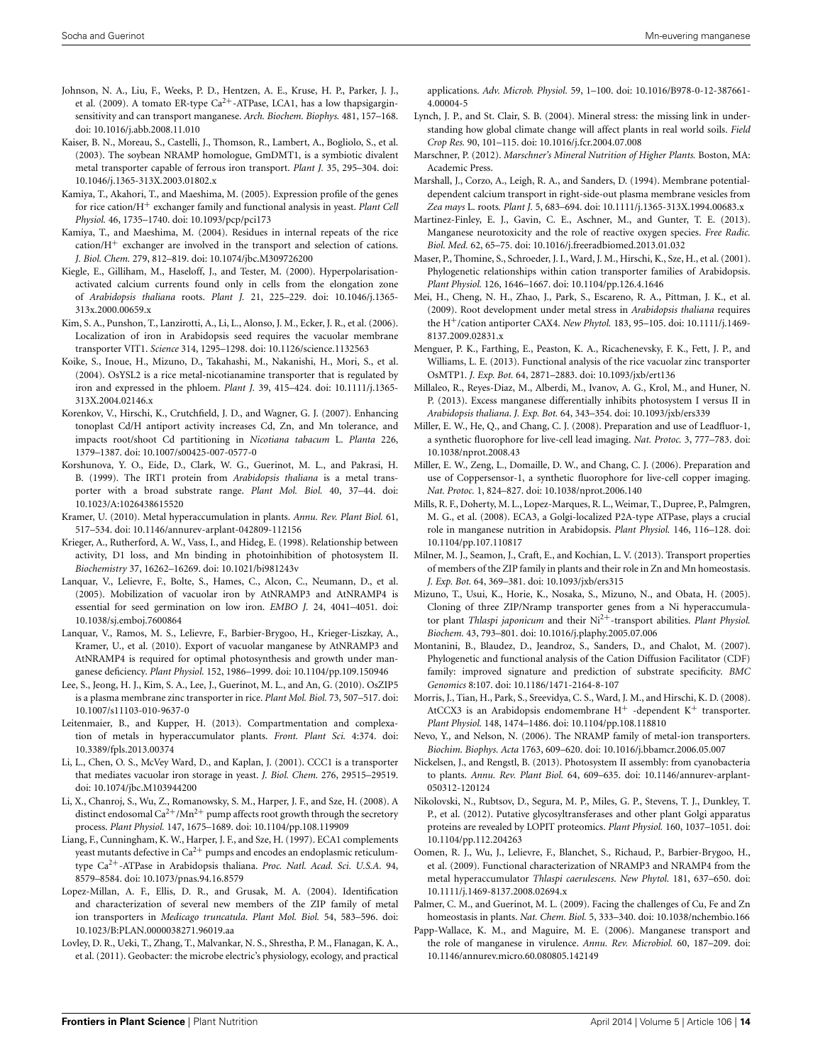Johnson, N. A., Liu, F., Weeks, P. D., Hentzen, A. E., Kruse, H. P., Parker, J. J., et al. (2009). A tomato ER-type $Ca^{2+}$-ATPase, LCA1, has a low thapsigargin-sensitivity and can transport manganese. *Arch. Biochem. Biophys.* 481, 157–168. doi: 10.1016/j.abb.2008.11.010

Kaiser, B. N., Moreau, S., Castelli, J., Thomson, R., Lambert, A., Bogliolo, S., et al. (2003). The soybean NRAMP homologue, GmDMT1, is a symbiotic divalent metal transporter capable of ferrous iron transport. *Plant J.* 35, 295–304. doi: 10.1046/j.1365-313X.2003.01802.x

Kamiya, T., Akahori, T., and Maeshima, M. (2005). Expression profile of the genes for rice cation/$H^+$ exchanger family and functional analysis in yeast. *Plant Cell Physiol.* 46, 1735–1740. doi: 10.1093/pcp/pci173

Kamiya, T., and Maeshima, M. (2004). Residues in internal repeats of the rice cation/$H^+$ exchanger are involved in the transport and selection of cations. *J. Biol. Chem.* 279, 812–819. doi: 10.1074/jbc.M309726200

Kiegle, E., Gilliham, M., Haseloff, J., and Tester, M. (2000). Hyperpolarisation-activated calcium currents found only in cells from the elongation zone of *Arabidopsis thaliana* roots. *Plant J.* 21, 225–229. doi: 10.1046/j.1365-313x.2000.00659.x

Kim, S. A., Punshon, T., Lanzirotti, A., Li, L., Alonso, J. M., Ecker, J. R., et al. (2006). Localization of iron in Arabidopsis seed requires the vacuolar membrane transporter VIT1. *Science* 314, 1295–1298. doi: 10.1126/science.1132563

Koike, S., Inoue, H., Mizuno, D., Takahashi, M., Nakanishi, H., Mori, S., et al. (2004). OsYSL2 is a rice metal-nicotianamine transporter that is regulated by iron and expressed in the phloem. *Plant J.* 39, 415–424. doi: 10.1111/j.1365-313X.2004.02146.x

Korenkov, V., Hirschi, K., Crutchfield, J. D., and Wagner, G. J. (2007). Enhancing tonoplast Cd/H antiport activity increases Cd, Zn, and Mn tolerance, and impacts root/shoot Cd partitioning in *Nicotiana tabacum* L. *Planta* 226, 1379–1387. doi: 10.1007/s00425-007-0577-0

Korshunova, Y. O., Eide, D., Clark, W. G., Guerinot, M. L., and Pakrasi, H. B. (1999). The IRT1 protein from *Arabidopsis thaliana* is a metal transporter with a broad substrate range. *Plant Mol. Biol.* 40, 37–44. doi: 10.1023/A:1026438615520

Kramer, U. (2010). Metal hyperaccumulation in plants. *Annu. Rev. Plant Biol.* 61, 517–534. doi: 10.1146/annurev-arplant-042809-112156

Krieger, A., Rutherford, A. W., Vass, I., and Hideg, E. (1998). Relationship between activity, D1 loss, and Mn binding in photoinhibition of photosystem II. *Biochemistry* 37, 16262–16269. doi: 10.1021/bi981243v

Lanquar, V., Lelievre, F., Bolte, S., Hames, C., Alcon, C., Neumann, D., et al. (2005). Mobilization of vacuolar iron by AtNRAMP3 and AtNRAMP4 is essential for seed germination on low iron. *EMBO J.* 24, 4041–4051. doi: 10.1038/sj.emboj.7600864

Lanquar, V., Ramos, M. S., Lelievre, F., Barbier-Brygoo, H., Krieger-Liszkay, A., Kramer, U., et al. (2010). Export of vacuolar manganese by AtNRAMP3 and AtNRAMP4 is required for optimal photosynthesis and growth under manganese deficiency. *Plant Physiol.* 152, 1986–1999. doi: 10.1104/pp.109.150946

Lee, S., Jeong, H. J., Kim, S. A., Lee, J., Guerinot, M. L., and An, G. (2010). OsZIP5 is a plasma membrane zinc transporter in rice. *Plant Mol. Biol.* 73, 507–517. doi: 10.1007/s11103-010-9637-0

Leitenmaier, B., and Kupper, H. (2013). Compartmentation and complexation of metals in hyperaccumulator plants. *Front. Plant Sci.* 4:374. doi: 10.3389/fpls.2013.00374

Li, L., Chen, O. S., McVey Ward, D., and Kaplan, J. (2001). CCC1 is a transporter that mediates vacuolar iron storage in yeast. *J. Biol. Chem.* 276, 29515–29519. doi: 10.1074/jbc.M103944200

Li, X., Chanroj, S., Wu, Z., Romanowsky, S. M., Harper, J. F., and Sze, H. (2008). A distinct endosomal $Ca^{2+}$/$Mn^{2+}$ pump affects root growth through the secretory process. *Plant Physiol.* 147, 1675–1689. doi: 10.1104/pp.108.119909

Liang, F., Cunningham, K. W., Harper, J. F., and Sze, H. (1997). ECA1 complements yeast mutants defective in $Ca^{2+}$ pumps and encodes an endoplasmic reticulum-type $Ca^{2+}$-ATPase in Arabidopsis thaliana. *Proc. Natl. Acad. Sci. U.S.A.* 94, 8579–8584. doi: 10.1073/pnas.94.16.8579

Lopez-Millan, A. F., Ellis, D. R., and Grusak, M. A. (2004). Identification and characterization of several new members of the ZIP family of metal ion transporters in *Medicago truncatula*. *Plant Mol. Biol.* 54, 583–596. doi: 10.1023/B:PLAN.0000038271.96019.aa

Lovley, D. R., Ueki, T., Zhang, T., Malvankar, N. S., Shrestha, P. M., Flanagan, K. A., et al. (2011). Geobacter: the microbe electric's physiology, ecology, and practical applications. *Adv. Microb. Physiol.* 59, 1–100. doi: 10.1016/B978-0-12-387661-4.00004-5

Lynch, J. P., and St. Clair, S. B. (2004). Mineral stress: the missing link in understanding how global climate change will affect plants in real world soils. *Field Crop Res.* 90, 101–115. doi: 10.1016/j.fcr.2004.07.008

Marschner, P. (2012). *Marschner's Mineral Nutrition of Higher Plants.* Boston, MA: Academic Press.

Marshall, J., Corzo, A., Leigh, R. A., and Sanders, D. (1994). Membrane potential-dependent calcium transport in right-side-out plasma membrane vesicles from *Zea mays* L. roots. *Plant J.* 5, 683–694. doi: 10.1111/j.1365-313X.1994.00683.x

Martinez-Finley, E. J., Gavin, C. E., Aschner, M., and Gunter, T. E. (2013). Manganese neurotoxicity and the role of reactive oxygen species. *Free Radic. Biol. Med.* 62, 65–75. doi: 10.1016/j.freeradbiomed.2013.01.032

Maser, P., Thomine, S., Schroeder, J. I., Ward, J. M., Hirschi, K., Sze, H., et al. (2001). Phylogenetic relationships within cation transporter families of Arabidopsis. *Plant Physiol.* 126, 1646–1667. doi: 10.1104/pp.126.4.1646

Mei, H., Cheng, N. H., Zhao, J., Park, S., Escareno, R. A., Pittman, J. K., et al. (2009). Root development under metal stress in *Arabidopsis thaliana* requires the $H^+$/cation antiporter CAX4. *New Phytol.* 183, 95–105. doi: 10.1111/j.1469-8137.2009.02831.x

Menguer, P. K., Farthing, E., Peaston, K. A., Ricachenevsky, F. K., Fett, J. P., and Williams, L. E. (2013). Functional analysis of the rice vacuolar zinc transporter OsMTP1. *J. Exp. Bot.* 64, 2871–2883. doi: 10.1093/jxb/ert136

Millaleo, R., Reyes-Diaz, M., Alberdi, M., Ivanov, A. G., Krol, M., and Huner, N. P. (2013). Excess manganese differentially inhibits photosystem I versus II in *Arabidopsis thaliana*. *J. Exp. Bot.* 64, 343–354. doi: 10.1093/jxb/ers339

Miller, E. W., He, Q., and Chang, C. J. (2008). Preparation and use of Leadfluor-1, a synthetic fluorophore for live-cell lead imaging. *Nat. Protoc.* 3, 777–783. doi: 10.1038/nprot.2008.43

Miller, E. W., Zeng, L., Domaille, D. W., and Chang, C. J. (2006). Preparation and use of Coppersensor-1, a synthetic fluorophore for live-cell copper imaging. *Nat. Protoc.* 1, 824–827. doi: 10.1038/nprot.2006.140

Mills, R. F., Doherty, M. L., Lopez-Marques, R. L., Weimar, T., Dupree, P., Palmgren, M. G., et al. (2008). ECA3, a Golgi-localized P2A-type ATPase, plays a crucial role in manganese nutrition in Arabidopsis. *Plant Physiol.* 146, 116–128. doi: 10.1104/pp.107.110817

Milner, M. J., Seamon, J., Craft, E., and Kochian, L. V. (2013). Transport properties of members of the ZIP family in plants and their role in Zn and Mn homeostasis. *J. Exp. Bot.* 64, 369–381. doi: 10.1093/jxb/ers315

Mizuno, T., Usui, K., Horie, K., Nosaka, S., Mizuno, N., and Obata, H. (2005). Cloning of three ZIP/Nramp transporter genes from a Ni hyperaccumulator plant *Thlaspi japonicum* and their $Ni^{2+}$-transport abilities. *Plant Physiol. Biochem.* 43, 793–801. doi: 10.1016/j.plaphy.2005.07.006

Montanini, B., Blaudez, D., Jeandroz, S., Sanders, D., and Chalot, M. (2007). Phylogenetic and functional analysis of the Cation Diffusion Facilitator (CDF) family: improved signature and prediction of substrate specificity. *BMC Genomics* 8:107. doi: 10.1186/1471-2164-8-107

Morris, J., Tian, H., Park, S., Sreevidya, C. S., Ward, J. M., and Hirschi, K. D. (2008). AtCCX3 is an Arabidopsis endomembrane $H^+$ -dependent $K^+$ transporter. *Plant Physiol.* 148, 1474–1486. doi: 10.1104/pp.108.118810

Nevo, Y., and Nelson, N. (2006). The NRAMP family of metal-ion transporters. *Biochim. Biophys. Acta* 1763, 609–620. doi: 10.1016/j.bbamcr.2006.05.007

Nickelsen, J., and Rengstl, B. (2013). Photosystem II assembly: from cyanobacteria to plants. *Annu. Rev. Plant Biol.* 64, 609–635. doi: 10.1146/annurev-arplant-050312-120124

Nikolovski, N., Rubtsov, D., Segura, M. P., Miles, G. P., Stevens, T. J., Dunkley, T. P., et al. (2012). Putative glycosyltransferases and other plant Golgi apparatus proteins are revealed by LOPIT proteomics. *Plant Physiol.* 160, 1037–1051. doi: 10.1104/pp.112.204263

Oomen, R. J., Wu, J., Lelievre, F., Blanchet, S., Richaud, P., Barbier-Brygoo, H., et al. (2009). Functional characterization of NRAMP3 and NRAMP4 from the metal hyperaccumulator *Thlaspi caerulescens*. *New Phytol.* 181, 637–650. doi: 10.1111/j.1469-8137.2008.02694.x

Palmer, C. M., and Guerinot, M. L. (2009). Facing the challenges of Cu, Fe and Zn homeostasis in plants. *Nat. Chem. Biol.* 5, 333–340. doi: 10.1038/nchembio.166

Papp-Wallace, K. M., and Maguire, M. E. (2006). Manganese transport and the role of manganese in virulence. *Annu. Rev. Microbiol.* 60, 187–209. doi: 10.1146/annurev.micro.60.080805.142149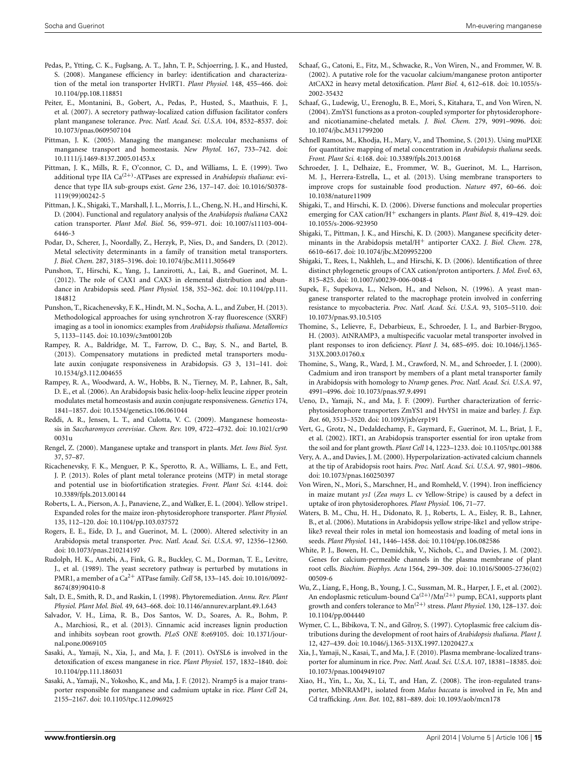Pedas, P., Ytting, C. K., Fuglsang, A. T., Jahn, T. P., Schjoerring, J. K., and Husted, S. (2008). Manganese efficiency in barley: identification and characterization of the metal ion transporter HvIRT1. *Plant Physiol.* 148, 455–466. doi: 10.1104/pp.108.118851

Peiter, E., Montanini, B., Gobert, A., Pedas, P., Husted, S., Maathuis, F. J., et al. (2007). A secretory pathway-localized cation diffusion facilitator confers plant manganese tolerance. *Proc. Natl. Acad. Sci. U.S.A.* 104, 8532–8537. doi: 10.1073/pnas.0609507104

Pittman, J. K. (2005). Managing the manganese: molecular mechanisms of manganese transport and homeostasis. *New Phytol.* 167, 733–742. doi: 10.1111/j.1469-8137.2005.01453.x

Pittman, J. K., Mills, R. F., O'connor, C. D., and Williams, L. E. (1999). Two additional type IIA $Ca^{(2+)}$-ATPases are expressed in *Arabidopsis thaliana*: evidence that type IIA sub-groups exist. *Gene* 236, 137–147. doi: 10.1016/S0378-1119(99)00242-5

Pittman, J. K., Shigaki, T., Marshall, J. L., Morris, J. L., Cheng, N. H., and Hirschi, K. D. (2004). Functional and regulatory analysis of the *Arabidopsis thaliana* CAX2 cation transporter. *Plant Mol. Biol.* 56, 959–971. doi: 10.1007/s11103-004-6446-3

Podar, D., Scherer, J., Noordally, Z., Herzyk, P., Nies, D., and Sanders, D. (2012). Metal selectivity determinants in a family of transition metal transporters. *J. Biol. Chem.* 287, 3185–3196. doi: 10.1074/jbc.M111.305649

Punshon, T., Hirschi, K., Yang, J., Lanzirotti, A., Lai, B., and Guerinot, M. L. (2012). The role of CAX1 and CAX3 in elemental distribution and abundance in Arabidopsis seed. *Plant Physiol.* 158, 352–362. doi: 10.1104/pp.111.184812

Punshon, T., Ricachenevsky, F. K., Hindt, M. N., Socha, A. L., and Zuber, H. (2013). Methodological approaches for using synchrotron X-ray fluorescence (SXRF) imaging as a tool in ionomics: examples from *Arabidopsis thaliana*. *Metallomics* 5, 1133–1145. doi: 10.1039/c3mt00120b

Rampey, R. A., Baldridge, M. T., Farrow, D. C., Bay, S. N., and Bartel, B. (2013). Compensatory mutations in predicted metal transporters modulate auxin conjugate responsiveness in Arabidopsis. *G3* 3, 131–141. doi: 10.1534/g3.112.004655

Rampey, R. A., Woodward, A. W., Hobbs, B. N., Tierney, M. P., Lahner, B., Salt, D. E., et al. (2006). An Arabidopsis basic helix-loop-helix leucine zipper protein modulates metal homeostasis and auxin conjugate responsiveness. *Genetics* 174, 1841–1857. doi: 10.1534/genetics.106.061044

Reddi, A. R., Jensen, L. T., and Culotta, V. C. (2009). Manganese homeostasis in *Saccharomyces cerevisiae*. *Chem. Rev.* 109, 4722–4732. doi: 10.1021/cr900031u

Rengel, Z. (2000). Manganese uptake and transport in plants. *Met. Ions Biol. Syst.* 37, 57–87.

Ricachenevsky, F. K., Menguer, P. K., Sperotto, R. A., Williams, L. E., and Fett, J. P. (2013). Roles of plant metal tolerance proteins (MTP) in metal storage and potential use in biofortification strategies. *Front. Plant Sci.* 4:144. doi: 10.3389/fpls.2013.00144

Roberts, L. A., Pierson, A. J., Panaviene, Z., and Walker, E. L. (2004). Yellow stripe1. Expanded roles for the maize iron-phytosiderophore transporter. *Plant Physiol.* 135, 112–120. doi: 10.1104/pp.103.037572

Rogers, E. E., Eide, D. J., and Guerinot, M. L. (2000). Altered selectivity in an Arabidopsis metal transporter. *Proc. Natl. Acad. Sci. U.S.A.* 97, 12356–12360. doi: 10.1073/pnas.210214197

Rudolph, H. K., Antebi, A., Fink, G. R., Buckley, C. M., Dorman, T. E., Levitre, J., et al. (1989). The yeast secretory pathway is perturbed by mutations in PMR1, a member of a $Ca^{2+}$ ATPase family. *Cell* 58, 133–145. doi: 10.1016/0092-8674(89)90410-8

Salt, D. E., Smith, R. D., and Raskin, I. (1998). Phytoremediation. *Annu. Rev. Plant Physiol. Plant Mol. Biol.* 49, 643–668. doi: 10.1146/annurev.arplant.49.1.643

Salvador, V. H., Lima, R. B., Dos Santos, W. D., Soares, A. R., Bohm, P. A., Marchiosi, R., et al. (2013). Cinnamic acid increases lignin production and inhibits soybean root growth. *PLoS ONE* 8:e69105. doi: 10.1371/journal.pone.0069105

Sasaki, A., Yamaji, N., Xia, J., and Ma, J. F. (2011). OsYSL6 is involved in the detoxification of excess manganese in rice. *Plant Physiol.* 157, 1832–1840. doi: 10.1104/pp.111.186031

Sasaki, A., Yamaji, N., Yokosho, K., and Ma, J. F. (2012). Nramp5 is a major transporter responsible for manganese and cadmium uptake in rice. *Plant Cell* 24, 2155–2167. doi: 10.1105/tpc.112.096925

Schaaf, G., Catoni, E., Fitz, M., Schwacke, R., Von Wiren, N., and Frommer, W. B. (2002). A putative role for the vacuolar calcium/manganese proton antiporter AtCAX2 in heavy metal detoxification. *Plant Biol.* 4, 612–618. doi: 10.1055/s-2002-35432

Schaaf, G., Ludewig, U., Erenoglu, B. E., Mori, S., Kitahara, T., and Von Wiren, N. (2004). ZmYS1 functions as a proton-coupled symporter for phytosiderophore- and nicotianamine-chelated metals. *J. Biol. Chem.* 279, 9091–9096. doi: 10.1074/jbc.M311799200

Schnell Ramos, M., Khodja, H., Mary, V., and Thomine, S. (2013). Using muPIXE for quantitative mapping of metal concentration in *Arabidopsis thaliana* seeds. *Front. Plant Sci.* 4:168. doi: 10.3389/fpls.2013.00168

Schroeder, J. I., Delhaize, E., Frommer, W. B., Guerinot, M. L., Harrison, M. J., Herrera-Estrella, L., et al. (2013). Using membrane transporters to improve crops for sustainable food production. *Nature* 497, 60–66. doi: 10.1038/nature11909

Shigaki, T., and Hirschi, K. D. (2006). Diverse functions and molecular properties emerging for CAX cation/$H^{+}$ exchangers in plants. *Plant Biol.* 8, 419–429. doi: 10.1055/s-2006-923950

Shigaki, T., Pittman, J. K., and Hirschi, K. D. (2003). Manganese specificity determinants in the Arabidopsis metal/$H^{+}$ antiporter CAX2. *J. Biol. Chem.* 278, 6610–6617. doi: 10.1074/jbc.M209952200

Shigaki, T., Rees, I., Nakhleh, L., and Hirschi, K. D. (2006). Identification of three distinct phylogenetic groups of CAX cation/proton antiporters. *J. Mol. Evol.* 63, 815–825. doi: 10.1007/s00239-006-0048-4

Supek, F., Supekova, L., Nelson, H., and Nelson, N. (1996). A yeast manganese transporter related to the macrophage protein involved in conferring resistance to mycobacteria. *Proc. Natl. Acad. Sci. U.S.A.* 93, 5105–5110. doi: 10.1073/pnas.93.10.5105

Thomine, S., Lelievre, F., Debarbieux, E., Schroeder, J. I., and Barbier-Brygoo, H. (2003). AtNRAMP3, a multispecific vacuolar metal transporter involved in plant responses to iron deficiency. *Plant J.* 34, 685–695. doi: 10.1046/j.1365-313X.2003.01760.x

Thomine, S., Wang, R., Ward, J. M., Crawford, N. M., and Schroeder, J. I. (2000). Cadmium and iron transport by members of a plant metal transporter family in Arabidopsis with homology to *Nramp* genes. *Proc. Natl. Acad. Sci. U.S.A.* 97, 4991–4996. doi: 10.1073/pnas.97.9.4991

Ueno, D., Yamaji, N., and Ma, J. F. (2009). Further characterization of ferric-phytosiderophore transporters ZmYS1 and HvYS1 in maize and barley. *J. Exp. Bot.* 60, 3513–3520. doi: 10.1093/jxb/erp191

Vert, G., Grotz, N., Dedaldechamp, F., Gaymard, F., Guerinot, M. L., Briat, J. F., et al. (2002). IRT1, an Arabidopsis transporter essential for iron uptake from the soil and for plant growth. *Plant Cell* 14, 1223–1233. doi: 10.1105/tpc.001388

Very, A. A., and Davies, J. M. (2000). Hyperpolarization-activated calcium channels at the tip of Arabidopsis root hairs. *Proc. Natl. Acad. Sci. U.S.A.* 97, 9801–9806. doi: 10.1073/pnas.160250397

Von Wiren, N., Mori, S., Marschner, H., and Romheld, V. (1994). Iron inefficiency in maize mutant *ys1* (*Zea mays* L. cv Yellow-Stripe) is caused by a defect in uptake of iron phytosiderophores. *Plant Physiol.* 106, 71–77.

Waters, B. M., Chu, H. H., Didonato, R. J., Roberts, L. A., Eisley, R. B., Lahner, B., et al. (2006). Mutations in Arabidopsis yellow stripe-like1 and yellow stripe-like3 reveal their roles in metal ion homeostasis and loading of metal ions in seeds. *Plant Physiol.* 141, 1446–1458. doi: 10.1104/pp.106.082586

White, P. J., Bowen, H. C., Demidchik, V., Nichols, C., and Davies, J. M. (2002). Genes for calcium-permeable channels in the plasma membrane of plant root cells. *Biochim. Biophys. Acta* 1564, 299–309. doi: 10.1016/S0005-2736(02)00509-6

Wu, Z., Liang, F., Hong, B., Young, J. C., Sussman, M. R., Harper, J. F., et al. (2002). An endoplasmic reticulum-bound $Ca^{(2+)}/Mn^{(2+)}$ pump, ECA1, supports plant growth and confers tolerance to $Mn^{(2+)}$ stress. *Plant Physiol.* 130, 128–137. doi: 10.1104/pp.004440

Wymer, C. L., Bibikova, T. N., and Gilroy, S. (1997). Cytoplasmic free calcium distributions during the development of root hairs of *Arabidopsis thaliana*. *Plant J.* 12, 427–439. doi: 10.1046/j.1365-313X.1997.12020427.x

Xia, J., Yamaji, N., Kasai, T., and Ma, J. F. (2010). Plasma membrane-localized transporter for aluminum in rice. *Proc. Natl. Acad. Sci. U.S.A.* 107, 18381–18385. doi: 10.1073/pnas.1004949107

Xiao, H., Yin, L., Xu, X., Li, T., and Han, Z. (2008). The iron-regulated transporter, MbNRAMP1, isolated from *Malus baccata* is involved in Fe, Mn and Cd trafficking. *Ann. Bot.* 102, 881–889. doi: 10.1093/aob/mcn178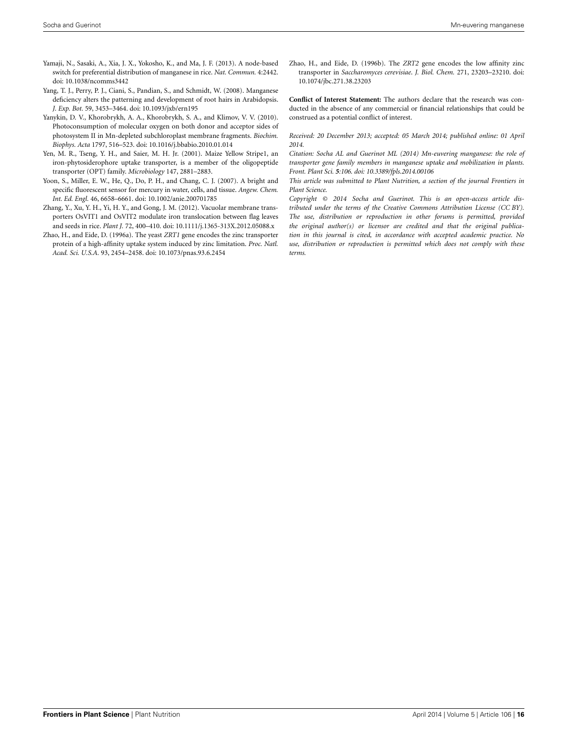Yamaji, N., Sasaki, A., Xia, J. X., Yokosho, K., and Ma, J. F. (2013). A node-based switch for preferential distribution of manganese in rice. *Nat. Commun.* 4:2442. doi: 10.1038/ncomms3442

Yang, T. J., Perry, P. J., Ciani, S., Pandian, S., and Schmidt, W. (2008). Manganese deficiency alters the patterning and development of root hairs in Arabidopsis. *J. Exp. Bot.* 59, 3453–3464. doi: 10.1093/jxb/ern195

Yanykin, D. V., Khorobrykh, A. A., Khorobrykh, S. A., and Klimov, V. V. (2010). Photoconsumption of molecular oxygen on both donor and acceptor sides of photosystem II in Mn-depleted subchloroplast membrane fragments. *Biochim. Biophys. Acta* 1797, 516–523. doi: 10.1016/j.bbabio.2010.01.014

Yen, M. R., Tseng, Y. H., and Saier, M. H. Jr. (2001). Maize Yellow Stripe1, an iron-phytosiderophore uptake transporter, is a member of the oligopeptide transporter (OPT) family. *Microbiology* 147, 2881–2883.

Yoon, S., Miller, E. W., He, Q., Do, P. H., and Chang, C. J. (2007). A bright and specific fluorescent sensor for mercury in water, cells, and tissue. *Angew. Chem. Int. Ed. Engl.* 46, 6658–6661. doi: 10.1002/anie.200701785

Zhang, Y., Xu, Y. H., Yi, H. Y., and Gong, J. M. (2012). Vacuolar membrane transporters OsVIT1 and OsVIT2 modulate iron translocation between flag leaves and seeds in rice. *Plant J.* 72, 400–410. doi: 10.1111/j.1365-313X.2012.05088.x

Zhao, H., and Eide, D. (1996a). The yeast *ZRT1* gene encodes the zinc transporter protein of a high-affinity uptake system induced by zinc limitation. *Proc. Natl. Acad. Sci. U.S.A.* 93, 2454–2458. doi: 10.1073/pnas.93.6.2454

Zhao, H., and Eide, D. (1996b). The *ZRT2* gene encodes the low affinity zinc transporter in *Saccharomyces cerevisiae*. *J. Biol. Chem.* 271, 23203–23210. doi: 10.1074/jbc.271.38.23203

**Conflict of Interest Statement:** The authors declare that the research was conducted in the absence of any commercial or financial relationships that could be construed as a potential conflict of interest.

*Received: 20 December 2013; accepted: 05 March 2014; published online: 01 April 2014.*

*Citation: Socha AL and Guerinot ML (2014) Mn-euvering manganese: the role of transporter gene family members in manganese uptake and mobilization in plants. Front. Plant Sci.* ***5****:106. doi: 10.3389/fpls.2014.00106*

*This article was submitted to Plant Nutrition, a section of the journal Frontiers in Plant Science.*

*Copyright © 2014 Socha and Guerinot. This is an open-access article distributed under the terms of the Creative Commons Attribution License (CC BY). The use, distribution or reproduction in other forums is permitted, provided the original author(s) or licensor are credited and that the original publication in this journal is cited, in accordance with accepted academic practice. No use, distribution or reproduction is permitted which does not comply with these terms.*